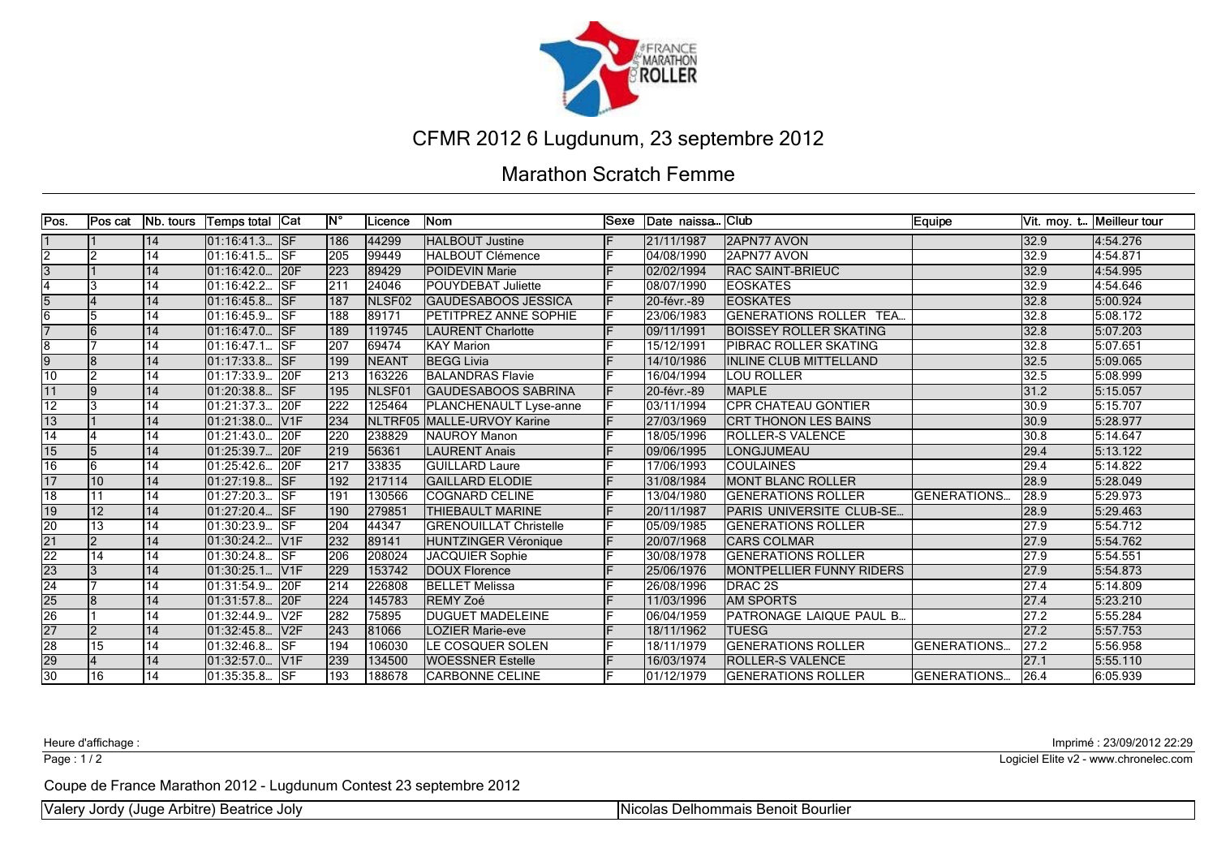# CFMR 2012 6 Lugdunum, 23 septembre 2012

## Marathon Scratch Femme

| Pos. | Pos cat | Nb. tours | Temps total | Cat | N° | Licence | Nom | Sexe | Date naissa... | Club | Equipe | Vit. moy. t... | Meilleur tour |
|---|---|---|---|---|---|---|---|---|---|---|---|---|---|
| 1 | 1 | 14 | 01:16:41.3... | SF | 186 | 44299 | HALBOUT Justine | F | 21/11/1987 | 2APN77 AVON | | 32.9 | 4:54.276 |
| 2 | 2 | 14 | 01:16:41.5... | SF | 205 | 99449 | HALBOUT Clémence | F | 04/08/1990 | 2APN77 AVON | | 32.9 | 4:54.871 |
| 3 | 1 | 14 | 01:16:42.0... | 20F | 223 | 89429 | POIDEVIN Marie | F | 02/02/1994 | RAC SAINT-BRIEUC | | 32.9 | 4:54.995 |
| 4 | 3 | 14 | 01:16:42.2... | SF | 211 | 24046 | POUYDEBAT Juliette | F | 08/07/1990 | EOSKATES | | 32.9 | 4:54.646 |
| 5 | 4 | 14 | 01:16:45.8... | SF | 187 | NLSF02 | GAUDESABOOS JESSICA | F | 20-févr.-89 | EOSKATES | | 32.8 | 5:00.924 |
| 6 | 5 | 14 | 01:16:45.9... | SF | 188 | 89171 | PETITPREZ ANNE SOPHIE | F | 23/06/1983 | GENERATIONS ROLLER TEA... | | 32.8 | 5:08.172 |
| 7 | 6 | 14 | 01:16:47.0... | SF | 189 | 119745 | LAURENT Charlotte | F | 09/11/1991 | BOISSEY ROLLER SKATING | | 32.8 | 5:07.203 |
| 8 | 7 | 14 | 01:16:47.1... | SF | 207 | 69474 | KAY Marion | F | 15/12/1991 | PIBRAC ROLLER SKATING | | 32.8 | 5:07.651 |
| 9 | 8 | 14 | 01:17:33.8... | SF | 199 | NEANT | BEGG Livia | F | 14/10/1986 | INLINE CLUB MITTELLAND | | 32.5 | 5:09.065 |
| 10 | 2 | 14 | 01:17:33.9... | 20F | 213 | 163226 | BALANDRAS Flavie | F | 16/04/1994 | LOU ROLLER | | 32.5 | 5:08.999 |
| 11 | 9 | 14 | 01:20:38.8... | SF | 195 | NLSF01 | GAUDESABOOS SABRINA | F | 20-févr.-89 | MAPLE | | 31.2 | 5:15.057 |
| 12 | 3 | 14 | 01:21:37.3... | 20F | 222 | 125464 | PLANCHENAULT Lyse-anne | F | 03/11/1994 | CPR CHATEAU GONTIER | | 30.9 | 5:15.707 |
| 13 | 1 | 14 | 01:21:38.0... | V1F | 234 | NLTRF05 | MALLE-URVOY Karine | F | 27/03/1969 | CRT THONON LES BAINS | | 30.9 | 5:28.977 |
| 14 | 4 | 14 | 01:21:43.0... | 20F | 220 | 238829 | NAUROY Manon | F | 18/05/1996 | ROLLER-S VALENCE | | 30.8 | 5:14.647 |
| 15 | 5 | 14 | 01:25:39.7... | 20F | 219 | 56361 | LAURENT Anais | F | 09/06/1995 | LONGJUMEAU | | 29.4 | 5:13.122 |
| 16 | 6 | 14 | 01:25:42.6... | 20F | 217 | 33835 | GUILLARD Laure | F | 17/06/1993 | COULAINES | | 29.4 | 5:14.822 |
| 17 | 10 | 14 | 01:27:19.8... | SF | 192 | 217114 | GAILLARD ELODIE | F | 31/08/1984 | MONT BLANC ROLLER | | 28.9 | 5:28.049 |
| 18 | 11 | 14 | 01:27:20.3... | SF | 191 | 130566 | COGNARD CELINE | F | 13/04/1980 | GENERATIONS ROLLER | GENERATIONS... | 28.9 | 5:29.973 |
| 19 | 12 | 14 | 01:27:20.4... | SF | 190 | 279851 | THIEBAULT MARINE | F | 20/11/1987 | PARIS UNIVERSITE CLUB-SE... | | 28.9 | 5:29.463 |
| 20 | 13 | 14 | 01:30:23.9... | SF | 204 | 44347 | GRENOUILLAT Christelle | F | 05/09/1985 | GENERATIONS ROLLER | | 27.9 | 5:54.712 |
| 21 | 2 | 14 | 01:30:24.2... | V1F | 232 | 89141 | HUNTZINGER Véronique | F | 20/07/1968 | CARS COLMAR | | 27.9 | 5:54.762 |
| 22 | 14 | 14 | 01:30:24.8... | SF | 206 | 208024 | JACQUIER Sophie | F | 30/08/1978 | GENERATIONS ROLLER | | 27.9 | 5:54.551 |
| 23 | 3 | 14 | 01:30:25.1... | V1F | 229 | 153742 | DOUX Florence | F | 25/06/1976 | MONTPELLIER FUNNY RIDERS | | 27.9 | 5:54.873 |
| 24 | 7 | 14 | 01:31:54.9... | 20F | 214 | 226808 | BELLET Melissa | F | 26/08/1996 | DRAC 2S | | 27.4 | 5:14.809 |
| 25 | 8 | 14 | 01:31:57.8... | 20F | 224 | 145783 | REMY Zoé | F | 11/03/1996 | AM SPORTS | | 27.4 | 5:23.210 |
| 26 | 1 | 14 | 01:32:44.9... | V2F | 282 | 75895 | DUGUET MADELEINE | F | 06/04/1959 | PATRONAGE LAIQUE PAUL B... | | 27.2 | 5:55.284 |
| 27 | 2 | 14 | 01:32:45.8... | V2F | 243 | 81066 | LOZIER Marie-eve | F | 18/11/1962 | TUESG | | 27.2 | 5:57.753 |
| 28 | 15 | 14 | 01:32:46.8... | SF | 194 | 106030 | LE COSQUER SOLEN | F | 18/11/1979 | GENERATIONS ROLLER | GENERATIONS... | 27.2 | 5:56.958 |
| 29 | 4 | 14 | 01:32:57.0... | V1F | 239 | 134500 | WOESSNER Estelle | F | 16/03/1974 | ROLLER-S VALENCE | | 27.1 | 5:55.110 |
| 30 | 16 | 14 | 01:35:35.8... | SF | 193 | 188678 | CARBONNE CELINE | F | 01/12/1979 | GENERATIONS ROLLER | GENERATIONS... | 26.4 | 6:05.939 |

Heure d'affichage :

Imprimé : 23/09/2012 22:29

Logiciel Elite v2 - www.chronelec.com

Coupe de France Marathon 2012 - Lugdunum Contest 23 septembre 2012

Valery Jordy (Juge Arbitre) Beatrice Joly | Nicolas Delhommais Benoit Bourlier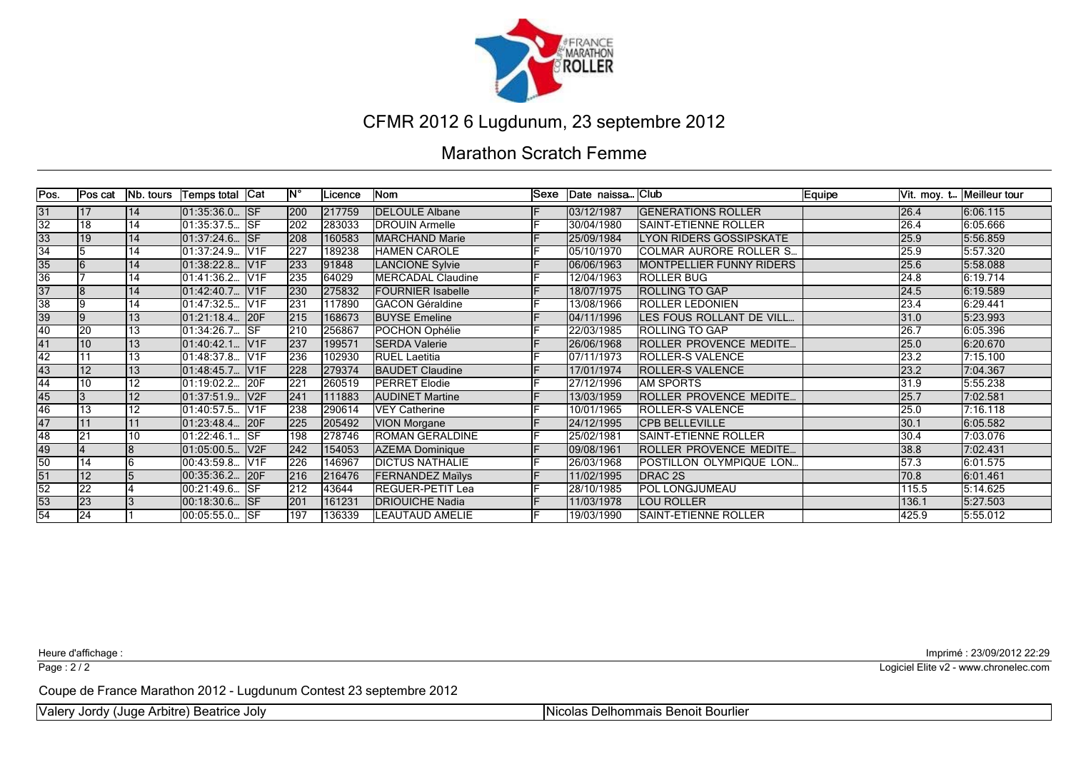# CFMR 2012 6 Lugdunum, 23 septembre 2012

## Marathon Scratch Femme

| Pos. | Pos cat | Nb. tours | Temps total | Cat | N° | Licence | Nom | Sexe | Date naissa... | Club | Equipe | Vit. moy. t... | Meilleur tour |
|---|---|---|---|---|---|---|---|---|---|---|---|---|---|
| 31 | 17 | 14 | 01:35:36.0... | SF | 200 | 217759 | DELOULE Albane | F | 03/12/1987 | GENERATIONS ROLLER | | 26.4 | 6:06.115 |
| 32 | 18 | 14 | 01:35:37.5... | SF | 202 | 283033 | DROUIN Armelle | F | 30/04/1980 | SAINT-ETIENNE ROLLER | | 26.4 | 6:05.666 |
| 33 | 19 | 14 | 01:37:24.6... | SF | 208 | 160583 | MARCHAND Marie | F | 25/09/1984 | LYON RIDERS GOSSIPSKATE | | 25.9 | 5:56.859 |
| 34 | 5 | 14 | 01:37:24.9... | V1F | 227 | 189238 | HAMEN CAROLE | F | 05/10/1970 | COLMAR AURORE ROLLER S... | | 25.9 | 5:57.320 |
| 35 | 6 | 14 | 01:38:22.8... | V1F | 233 | 91848 | LANCIONE Sylvie | F | 06/06/1963 | MONTPELLIER FUNNY RIDERS | | 25.6 | 5:58.088 |
| 36 | 7 | 14 | 01:41:36.2... | V1F | 235 | 64029 | MERCADAL Claudine | F | 12/04/1963 | ROLLER BUG | | 24.8 | 6:19.714 |
| 37 | 8 | 14 | 01:42:40.7... | V1F | 230 | 275832 | FOURNIER Isabelle | F | 18/07/1975 | ROLLING TO GAP | | 24.5 | 6:19.589 |
| 38 | 9 | 14 | 01:47:32.5... | V1F | 231 | 117890 | GACON Géraldine | F | 13/08/1966 | ROLLER LEDONIEN | | 23.4 | 6:29.441 |
| 39 | 9 | 13 | 01:21:18.4... | 20F | 215 | 168673 | BUYSE Emeline | F | 04/11/1996 | LES FOUS ROLLANT DE VILL... | | 31.0 | 5:23.993 |
| 40 | 20 | 13 | 01:34:26.7... | SF | 210 | 256867 | POCHON Ophélie | F | 22/03/1985 | ROLLING TO GAP | | 26.7 | 6:05.396 |
| 41 | 10 | 13 | 01:40:42.1... | V1F | 237 | 199571 | SERDA Valerie | F | 26/06/1968 | ROLLER PROVENCE MEDITE... | | 25.0 | 6:20.670 |
| 42 | 11 | 13 | 01:48:37.8... | V1F | 236 | 102930 | RUEL Laetitia | F | 07/11/1973 | ROLLER-S VALENCE | | 23.2 | 7:15.100 |
| 43 | 12 | 13 | 01:48:45.7... | V1F | 228 | 279374 | BAUDET Claudine | F | 17/01/1974 | ROLLER-S VALENCE | | 23.2 | 7:04.367 |
| 44 | 10 | 12 | 01:19:02.2... | 20F | 221 | 260519 | PERRET Elodie | F | 27/12/1996 | AM SPORTS | | 31.9 | 5:55.238 |
| 45 | 3 | 12 | 01:37:51.9... | V2F | 241 | 111883 | AUDINET Martine | F | 13/03/1959 | ROLLER PROVENCE MEDITE... | | 25.7 | 7:02.581 |
| 46 | 13 | 12 | 01:40:57.5... | V1F | 238 | 290614 | VEY Catherine | F | 10/01/1965 | ROLLER-S VALENCE | | 25.0 | 7:16.118 |
| 47 | 11 | 11 | 01:23:48.4... | 20F | 225 | 205492 | VION Morgane | F | 24/12/1995 | CPB BELLEVILLE | | 30.1 | 6:05.582 |
| 48 | 21 | 10 | 01:22:46.1... | SF | 198 | 278746 | ROMAN GERALDINE | F | 25/02/1981 | SAINT-ETIENNE ROLLER | | 30.4 | 7:03.076 |
| 49 | 4 | 8 | 01:05:00.5... | V2F | 242 | 154053 | AZEMA Dominique | F | 09/08/1961 | ROLLER PROVENCE MEDITE... | | 38.8 | 7:02.431 |
| 50 | 14 | 6 | 00:43:59.8... | V1F | 226 | 146967 | DICTUS NATHALIE | F | 26/03/1968 | POSTILLON OLYMPIQUE LON... | | 57.3 | 6:01.575 |
| 51 | 12 | 5 | 00:35:36.2... | 20F | 216 | 216476 | FERNANDEZ Maïlys | F | 11/02/1995 | DRAC 2S | | 70.8 | 6:01.461 |
| 52 | 22 | 4 | 00:21:49.6... | SF | 212 | 43644 | REGUER-PETIT Lea | F | 28/10/1985 | POL LONGJUMEAU | | 115.5 | 5:14.625 |
| 53 | 23 | 3 | 00:18:30.6... | SF | 201 | 161231 | DRIOUICHE Nadia | F | 11/03/1978 | LOU ROLLER | | 136.1 | 5:27.503 |
| 54 | 24 | 1 | 00:05:55.0... | SF | 197 | 136339 | LEAUTAUD AMELIE | F | 19/03/1990 | SAINT-ETIENNE ROLLER | | 425.9 | 5:55.012 |

Heure d'affichage :

Imprimé : 23/09/2012 22:29

Logiciel Elite v2 - www.chronelec.com

Coupe de France Marathon 2012 - Lugdunum Contest 23 septembre 2012

Valery Jordy (Juge Arbitre) Beatrice Joly | Nicolas Delhommais Benoit Bourlier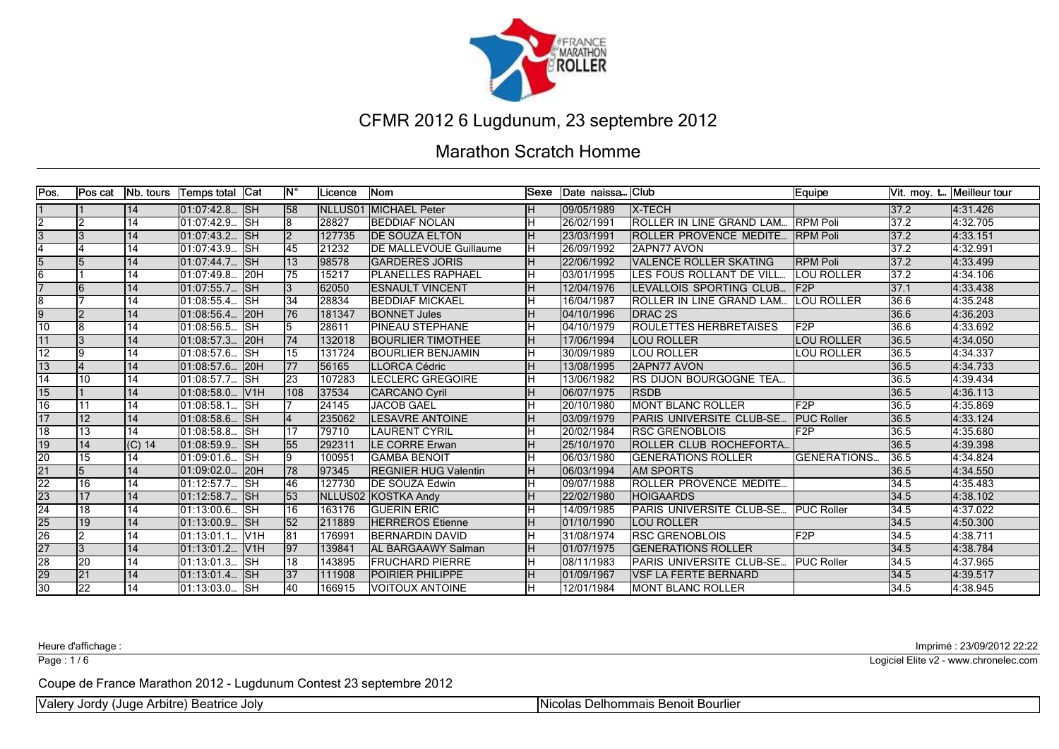# CFMR 2012 6 Lugdunum, 23 septembre 2012

## Marathon Scratch Homme

| Pos. | Pos cat | Nb. tours | Temps total | Cat | N° | Licence | Nom | Sexe | Date naissa... | Club | Equipe | Vit. moy. t... | Meilleur tour |
|---|---|---|---|---|---|---|---|---|---|---|---|---|---|
| 1 | 1 | 14 | 01:07:42.8... | SH | 58 | NLLUS01 | MICHAEL Peter | H | 09/05/1989 | X-TECH | | 37.2 | 4:31.426 |
| 2 | 2 | 14 | 01:07:42.9... | SH | 8 | 28827 | BEDDIAF NOLAN | H | 26/02/1991 | ROLLER IN LINE GRAND LAM... | RPM Poli | 37.2 | 4:32.705 |
| 3 | 3 | 14 | 01:07:43.2... | SH | 2 | 127735 | DE SOUZA ELTON | H | 23/03/1991 | ROLLER PROVENCE MEDITE... | RPM Poli | 37.2 | 4:33.151 |
| 4 | 4 | 14 | 01:07:43.9... | SH | 45 | 21232 | DE MALLEVOUE Guillaume | H | 26/09/1992 | 2APN77 AVON | | 37.2 | 4:32.991 |
| 5 | 5 | 14 | 01:07:44.7... | SH | 13 | 98578 | GARDERES JORIS | H | 22/06/1992 | VALENCE ROLLER SKATING | RPM Poli | 37.2 | 4:33.499 |
| 6 | 1 | 14 | 01:07:49.8... | 20H | 75 | 15217 | PLANELLES RAPHAEL | H | 03/01/1995 | LES FOUS ROLLANT DE VILL... | LOU ROLLER | 37.2 | 4:34.106 |
| 7 | 6 | 14 | 01:07:55.7... | SH | 3 | 62050 | ESNAULT VINCENT | H | 12/04/1976 | LEVALLOIS SPORTING CLUB... | F2P | 37.1 | 4:33.438 |
| 8 | 7 | 14 | 01:08:55.4... | SH | 34 | 28834 | BEDDIAF MICKAEL | H | 16/04/1987 | ROLLER IN LINE GRAND LAM... | LOU ROLLER | 36.6 | 4:35.248 |
| 9 | 2 | 14 | 01:08:56.4... | 20H | 76 | 181347 | BONNET Jules | H | 04/10/1996 | DRAC 2S | | 36.6 | 4:36.203 |
| 10 | 8 | 14 | 01:08:56.5... | SH | 5 | 28611 | PINEAU STEPHANE | H | 04/10/1979 | ROULETTES HERBRETAISES | F2P | 36.6 | 4:33.692 |
| 11 | 3 | 14 | 01:08:57.3... | 20H | 74 | 132018 | BOURLIER TIMOTHEE | H | 17/06/1994 | LOU ROLLER | LOU ROLLER | 36.5 | 4:34.050 |
| 12 | 9 | 14 | 01:08:57.6... | SH | 15 | 131724 | BOURLIER BENJAMIN | H | 30/09/1989 | LOU ROLLER | LOU ROLLER | 36.5 | 4:34.337 |
| 13 | 4 | 14 | 01:08:57.6... | 20H | 77 | 56165 | LLORCA Cédric | H | 13/08/1995 | 2APN77 AVON | | 36.5 | 4:34.733 |
| 14 | 10 | 14 | 01:08:57.7... | SH | 23 | 107283 | LECLERC GREGOIRE | H | 13/06/1982 | RS DIJON BOURGOGNE TEA... | | 36.5 | 4:39.434 |
| 15 | 1 | 14 | 01:08:58.0... | V1H | 108 | 37534 | CARCANO Cyril | H | 06/07/1975 | RSDB | | 36.5 | 4:36.113 |
| 16 | 11 | 14 | 01:08:58.1... | SH | 7 | 24145 | JACOB GAEL | H | 20/10/1980 | MONT BLANC ROLLER | F2P | 36.5 | 4:35.869 |
| 17 | 12 | 14 | 01:08:58.6... | SH | 4 | 235062 | LESAVRE ANTOINE | H | 03/09/1979 | PARIS UNIVERSITE CLUB-SE... | PUC Roller | 36.5 | 4:33.124 |
| 18 | 13 | 14 | 01:08:58.8... | SH | 17 | 79710 | LAURENT CYRIL | H | 20/02/1984 | RSC GRENOBLOIS | F2P | 36.5 | 4:35.680 |
| 19 | 14 | (C) 14 | 01:08:59.9... | SH | 55 | 292311 | LE CORRE Erwan | H | 25/10/1970 | ROLLER CLUB ROCHEFORTA... | | 36.5 | 4:39.398 |
| 20 | 15 | 14 | 01:09:01.6... | SH | 9 | 100951 | GAMBA BENOIT | H | 06/03/1980 | GENERATIONS ROLLER | GENERATIONS... | 36.5 | 4:34.824 |
| 21 | 5 | 14 | 01:09:02.0... | 20H | 78 | 97345 | REGNIER HUG Valentin | H | 06/03/1994 | AM SPORTS | | 36.5 | 4:34.550 |
| 22 | 16 | 14 | 01:12:57.7... | SH | 46 | 127730 | DE SOUZA Edwin | H | 09/07/1988 | ROLLER PROVENCE MEDITE... | | 34.5 | 4:35.483 |
| 23 | 17 | 14 | 01:12:58.7... | SH | 53 | NLLUS02 | KOSTKA Andy | H | 22/02/1980 | HOIGAARDS | | 34.5 | 4:38.102 |
| 24 | 18 | 14 | 01:13:00.6... | SH | 16 | 163176 | GUERIN ERIC | H | 14/09/1985 | PARIS UNIVERSITE CLUB-SE... | PUC Roller | 34.5 | 4:37.022 |
| 25 | 19 | 14 | 01:13:00.9... | SH | 52 | 211889 | HERREROS Etienne | H | 01/10/1990 | LOU ROLLER | | 34.5 | 4:50.300 |
| 26 | 2 | 14 | 01:13:01.1... | V1H | 81 | 176991 | BERNARDIN DAVID | H | 31/08/1974 | RSC GRENOBLOIS | F2P | 34.5 | 4:38.711 |
| 27 | 3 | 14 | 01:13:01.2... | V1H | 97 | 139841 | AL BARGAAWY Salman | H | 01/07/1975 | GENERATIONS ROLLER | | 34.5 | 4:38.784 |
| 28 | 20 | 14 | 01:13:01.3... | SH | 18 | 143895 | FRUCHARD PIERRE | H | 08/11/1983 | PARIS UNIVERSITE CLUB-SE... | PUC Roller | 34.5 | 4:37.965 |
| 29 | 21 | 14 | 01:13:01.4... | SH | 37 | 111908 | POIRIER PHILIPPE | H | 01/09/1967 | VSF LA FERTE BERNARD | | 34.5 | 4:39.517 |
| 30 | 22 | 14 | 01:13:03.0... | SH | 40 | 166915 | VOITOUX ANTOINE | H | 12/01/1984 | MONT BLANC ROLLER | | 34.5 | 4:38.945 |

Heure d'affichage :

Imprimé : 23/09/2012 22:22

Logiciel Elite v2 - www.chronelec.com

Coupe de France Marathon 2012 - Lugdunum Contest 23 septembre 2012

Valery Jordy (Juge Arbitre) Beatrice Joly | Nicolas Delhommais Benoit Bourlier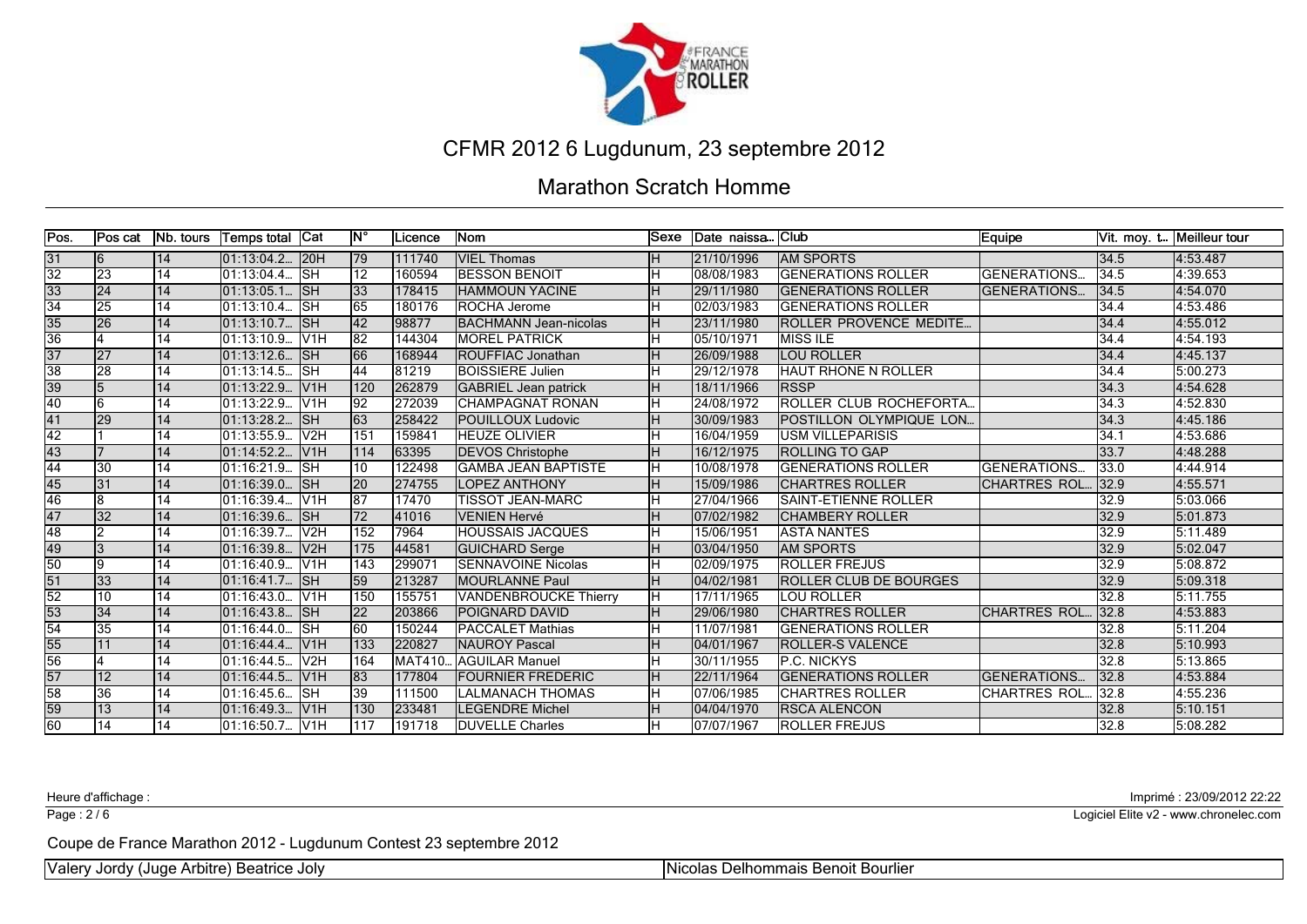# CFMR 2012 6 Lugdunum, 23 septembre 2012

## Marathon Scratch Homme

| Pos. | Pos cat | Nb. tours | Temps total | Cat | N° | Licence | Nom | Sexe | Date naissa... | Club | Equipe | Vit. moy. t... | Meilleur tour |
|---|---|---|---|---|---|---|---|---|---|---|---|---|---|
| 31 | 6 | 14 | 01:13:04.2... | 20H | 79 | 111740 | VIEL Thomas | H | 21/10/1996 | AM SPORTS | | 34.5 | 4:53.487 |
| 32 | 23 | 14 | 01:13:04.4... | SH | 12 | 160594 | BESSON BENOIT | H | 08/08/1983 | GENERATIONS ROLLER | GENERATIONS... | 34.5 | 4:39.653 |
| 33 | 24 | 14 | 01:13:05.1... | SH | 33 | 178415 | HAMMOUN YACINE | H | 29/11/1980 | GENERATIONS ROLLER | GENERATIONS... | 34.5 | 4:54.070 |
| 34 | 25 | 14 | 01:13:10.4... | SH | 65 | 180176 | ROCHA Jerome | H | 02/03/1983 | GENERATIONS ROLLER | | 34.4 | 4:53.486 |
| 35 | 26 | 14 | 01:13:10.7... | SH | 42 | 98877 | BACHMANN Jean-nicolas | H | 23/11/1980 | ROLLER PROVENCE MEDITE... | | 34.4 | 4:55.012 |
| 36 | 4 | 14 | 01:13:10.9... | V1H | 82 | 144304 | MOREL PATRICK | H | 05/10/1971 | MISS ILE | | 34.4 | 4:54.193 |
| 37 | 27 | 14 | 01:13:12.6... | SH | 66 | 168944 | ROUFFIAC Jonathan | H | 26/09/1988 | LOU ROLLER | | 34.4 | 4:45.137 |
| 38 | 28 | 14 | 01:13:14.5... | SH | 44 | 81219 | BOISSIERE Julien | H | 29/12/1978 | HAUT RHONE N ROLLER | | 34.4 | 5:00.273 |
| 39 | 5 | 14 | 01:13:22.9... | V1H | 120 | 262879 | GABRIEL Jean patrick | H | 18/11/1966 | RSSP | | 34.3 | 4:54.628 |
| 40 | 6 | 14 | 01:13:22.9... | V1H | 92 | 272039 | CHAMPAGNAT RONAN | H | 24/08/1972 | ROLLER CLUB ROCHEFORTA... | | 34.3 | 4:52.830 |
| 41 | 29 | 14 | 01:13:28.2... | SH | 63 | 258422 | POUILLOUX Ludovic | H | 30/09/1983 | POSTILLON OLYMPIQUE LON... | | 34.3 | 4:45.186 |
| 42 | 1 | 14 | 01:13:55.9... | V2H | 151 | 159841 | HEUZE OLIVIER | H | 16/04/1959 | USM VILLEPARISIS | | 34.1 | 4:53.686 |
| 43 | 7 | 14 | 01:14:52.2... | V1H | 114 | 63395 | DEVOS Christophe | H | 16/12/1975 | ROLLING TO GAP | | 33.7 | 4:48.288 |
| 44 | 30 | 14 | 01:16:21.9... | SH | 10 | 122498 | GAMBA JEAN BAPTISTE | H | 10/08/1978 | GENERATIONS ROLLER | GENERATIONS... | 33.0 | 4:44.914 |
| 45 | 31 | 14 | 01:16:39.0... | SH | 20 | 274755 | LOPEZ ANTHONY | H | 15/09/1986 | CHARTRES ROLLER | CHARTRES ROL... | 32.9 | 4:55.571 |
| 46 | 8 | 14 | 01:16:39.4... | V1H | 87 | 17470 | TISSOT JEAN-MARC | H | 27/04/1966 | SAINT-ETIENNE ROLLER | | 32.9 | 5:03.066 |
| 47 | 32 | 14 | 01:16:39.6... | SH | 72 | 41016 | VENIEN Hervé | H | 07/02/1982 | CHAMBERY ROLLER | | 32.9 | 5:01.873 |
| 48 | 2 | 14 | 01:16:39.7... | V2H | 152 | 7964 | HOUSSAIS JACQUES | H | 15/06/1951 | ASTA NANTES | | 32.9 | 5:11.489 |
| 49 | 3 | 14 | 01:16:39.8... | V2H | 175 | 44581 | GUICHARD Serge | H | 03/04/1950 | AM SPORTS | | 32.9 | 5:02.047 |
| 50 | 9 | 14 | 01:16:40.9... | V1H | 143 | 299071 | SENNAVOINE Nicolas | H | 02/09/1975 | ROLLER FREJUS | | 32.9 | 5:08.872 |
| 51 | 33 | 14 | 01:16:41.7... | SH | 59 | 213287 | MOURLANNE Paul | H | 04/02/1981 | ROLLER CLUB DE BOURGES | | 32.9 | 5:09.318 |
| 52 | 10 | 14 | 01:16:43.0... | V1H | 150 | 155751 | VANDENBROUCKE Thierry | H | 17/11/1965 | LOU ROLLER | | 32.8 | 5:11.755 |
| 53 | 34 | 14 | 01:16:43.8... | SH | 22 | 203866 | POIGNARD DAVID | H | 29/06/1980 | CHARTRES ROLLER | CHARTRES ROL... | 32.8 | 4:53.883 |
| 54 | 35 | 14 | 01:16:44.0... | SH | 60 | 150244 | PACCALET Mathias | H | 11/07/1981 | GENERATIONS ROLLER | | 32.8 | 5:11.204 |
| 55 | 11 | 14 | 01:16:44.4... | V1H | 133 | 220827 | NAUROY Pascal | H | 04/01/1967 | ROLLER-S VALENCE | | 32.8 | 5:10.993 |
| 56 | 4 | 14 | 01:16:44.5... | V2H | 164 | MAT410... | AGUILAR Manuel | H | 30/11/1955 | P.C. NICKYS | | 32.8 | 5:13.865 |
| 57 | 12 | 14 | 01:16:44.5... | V1H | 83 | 177804 | FOURNIER FREDERIC | H | 22/11/1964 | GENERATIONS ROLLER | GENERATIONS... | 32.8 | 4:53.884 |
| 58 | 36 | 14 | 01:16:45.6... | SH | 39 | 111500 | LALMANACH THOMAS | H | 07/06/1985 | CHARTRES ROLLER | CHARTRES ROL... | 32.8 | 4:55.236 |
| 59 | 13 | 14 | 01:16:49.3... | V1H | 130 | 233481 | LEGENDRE Michel | H | 04/04/1970 | RSCA ALENCON | | 32.8 | 5:10.151 |
| 60 | 14 | 14 | 01:16:50.7... | V1H | 117 | 191718 | DUVELLE Charles | H | 07/07/1967 | ROLLER FREJUS | | 32.8 | 5:08.282 |

Heure d'affichage :

Imprimé : 23/09/2012 22:22

Logiciel Elite v2 - www.chronelec.com

Coupe de France Marathon 2012 - Lugdunum Contest 23 septembre 2012

| Valery Jordy (Juge Arbitre) Beatrice Joly | Nicolas Delhommais Benoit Bourlier |
|---|---|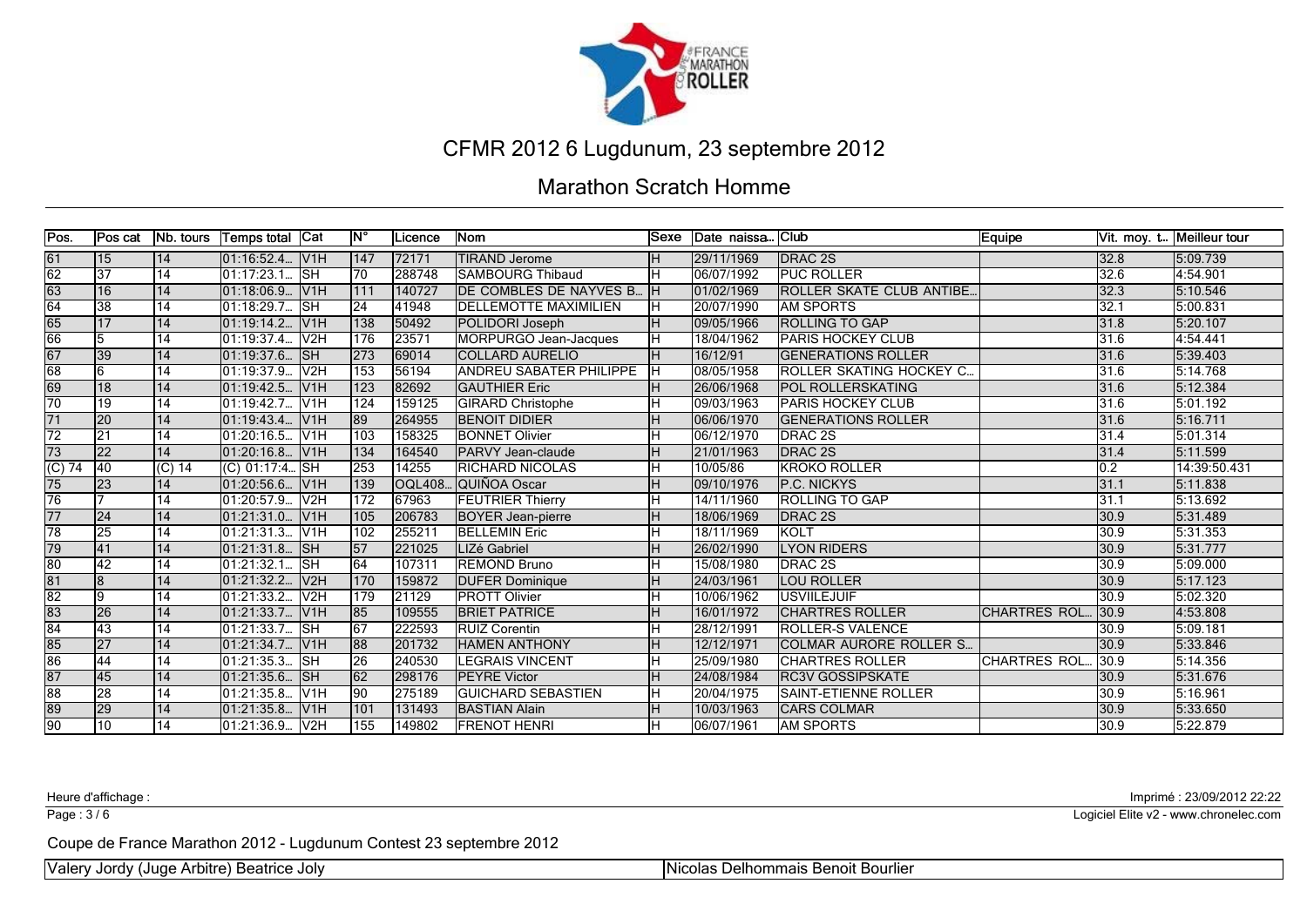# CFMR 2012 6 Lugdunum, 23 septembre 2012

## Marathon Scratch Homme

| Pos. | Pos cat | Nb. tours | Temps total | Cat | N° | Licence | Nom | Sexe | Date naissa... | Club | Equipe | Vit. moy. t... | Meilleur tour |
|---|---|---|---|---|---|---|---|---|---|---|---|---|---|
| 61 | 15 | 14 | 01:16:52.4... | V1H | 147 | 72171 | TIRAND Jerome | H | 29/11/1969 | DRAC 2S | | 32.8 | 5:09.739 |
| 62 | 37 | 14 | 01:17:23.1... | SH | 70 | 288748 | SAMBOURG Thibaud | H | 06/07/1992 | PUC ROLLER | | 32.6 | 4:54.901 |
| 63 | 16 | 14 | 01:18:06.9... | V1H | 111 | 140727 | DE COMBLES DE NAYVES B... | H | 01/02/1969 | ROLLER SKATE CLUB ANTIBE... | | 32.3 | 5:10.546 |
| 64 | 38 | 14 | 01:18:29.7... | SH | 24 | 41948 | DELLEMOTTE MAXIMILIEN | H | 20/07/1990 | AM SPORTS | | 32.1 | 5:00.831 |
| 65 | 17 | 14 | 01:19:14.2... | V1H | 138 | 50492 | POLIDORI Joseph | H | 09/05/1966 | ROLLING TO GAP | | 31.8 | 5:20.107 |
| 66 | 5 | 14 | 01:19:37.4... | V2H | 176 | 23571 | MORPURGO Jean-Jacques | H | 18/04/1962 | PARIS HOCKEY CLUB | | 31.6 | 4:54.441 |
| 67 | 39 | 14 | 01:19:37.6... | SH | 273 | 69014 | COLLARD AURELIO | H | 16/12/91 | GENERATIONS ROLLER | | 31.6 | 5:39.403 |
| 68 | 6 | 14 | 01:19:37.9... | V2H | 153 | 56194 | ANDREU SABATER PHILIPPE | H | 08/05/1958 | ROLLER SKATING HOCKEY C... | | 31.6 | 5:14.768 |
| 69 | 18 | 14 | 01:19:42.5... | V1H | 123 | 82692 | GAUTHIER Eric | H | 26/06/1968 | POL ROLLERSKATING | | 31.6 | 5:12.384 |
| 70 | 19 | 14 | 01:19:42.7... | V1H | 124 | 159125 | GIRARD Christophe | H | 09/03/1963 | PARIS HOCKEY CLUB | | 31.6 | 5:01.192 |
| 71 | 20 | 14 | 01:19:43.4... | V1H | 89 | 264955 | BENOIT DIDIER | H | 06/06/1970 | GENERATIONS ROLLER | | 31.6 | 5:16.711 |
| 72 | 21 | 14 | 01:20:16.5... | V1H | 103 | 158325 | BONNET Olivier | H | 06/12/1970 | DRAC 2S | | 31.4 | 5:01.314 |
| 73 | 22 | 14 | 01:20:16.8... | V1H | 134 | 164540 | PARVY Jean-claude | H | 21/01/1963 | DRAC 2S | | 31.4 | 5:11.599 |
| (C) 74 | 40 | (C) 14 | (C) 01:17:4... | SH | 253 | 14255 | RICHARD NICOLAS | H | 10/05/86 | KROKO ROLLER | | 0.2 | 14:39:50.431 |
| 75 | 23 | 14 | 01:20:56.6... | V1H | 139 | OQL408... | QUIÑOA Oscar | H | 09/10/1976 | P.C. NICKYS | | 31.1 | 5:11.838 |
| 76 | 7 | 14 | 01:20:57.9... | V2H | 172 | 67963 | FEUTRIER Thierry | H | 14/11/1960 | ROLLING TO GAP | | 31.1 | 5:13.692 |
| 77 | 24 | 14 | 01:21:31.0... | V1H | 105 | 206783 | BOYER Jean-pierre | H | 18/06/1969 | DRAC 2S | | 30.9 | 5:31.489 |
| 78 | 25 | 14 | 01:21:31.3... | V1H | 102 | 255211 | BELLEMIN Eric | H | 18/11/1969 | KOLT | | 30.9 | 5:31.353 |
| 79 | 41 | 14 | 01:21:31.8... | SH | 57 | 221025 | LIZé Gabriel | H | 26/02/1990 | LYON RIDERS | | 30.9 | 5:31.777 |
| 80 | 42 | 14 | 01:21:32.1... | SH | 64 | 107311 | REMOND Bruno | H | 15/08/1980 | DRAC 2S | | 30.9 | 5:09.000 |
| 81 | 8 | 14 | 01:21:32.2... | V2H | 170 | 159872 | DUFER Dominique | H | 24/03/1961 | LOU ROLLER | | 30.9 | 5:17.123 |
| 82 | 9 | 14 | 01:21:33.2... | V2H | 179 | 21129 | PROTT Olivier | H | 10/06/1962 | USVIILEJUIF | | 30.9 | 5:02.320 |
| 83 | 26 | 14 | 01:21:33.7... | V1H | 85 | 109555 | BRIET PATRICE | H | 16/01/1972 | CHARTRES ROLLER | CHARTRES ROL... | 30.9 | 4:53.808 |
| 84 | 43 | 14 | 01:21:33.7... | SH | 67 | 222593 | RUIZ Corentin | H | 28/12/1991 | ROLLER-S VALENCE | | 30.9 | 5:09.181 |
| 85 | 27 | 14 | 01:21:34.7... | V1H | 88 | 201732 | HAMEN ANTHONY | H | 12/12/1971 | COLMAR AURORE ROLLER S... | | 30.9 | 5:33.846 |
| 86 | 44 | 14 | 01:21:35.3... | SH | 26 | 240530 | LEGRAIS VINCENT | H | 25/09/1980 | CHARTRES ROLLER | CHARTRES ROL... | 30.9 | 5:14.356 |
| 87 | 45 | 14 | 01:21:35.6... | SH | 62 | 298176 | PEYRE Victor | H | 24/08/1984 | RC3V GOSSIPSKATE | | 30.9 | 5:31.676 |
| 88 | 28 | 14 | 01:21:35.8... | V1H | 90 | 275189 | GUICHARD SEBASTIEN | H | 20/04/1975 | SAINT-ETIENNE ROLLER | | 30.9 | 5:16.961 |
| 89 | 29 | 14 | 01:21:35.8... | V1H | 101 | 131493 | BASTIAN Alain | H | 10/03/1963 | CARS COLMAR | | 30.9 | 5:33.650 |
| 90 | 10 | 14 | 01:21:36.9... | V2H | 155 | 149802 | FRENOT HENRI | H | 06/07/1961 | AM SPORTS | | 30.9 | 5:22.879 |

Heure d'affichage :

Imprimé : 23/09/2012 22:22

Logiciel Elite v2 - www.chronelec.com

Coupe de France Marathon 2012 - Lugdunum Contest 23 septembre 2012

Valery Jordy (Juge Arbitre) Beatrice Joly | Nicolas Delhommais Benoit Bourlier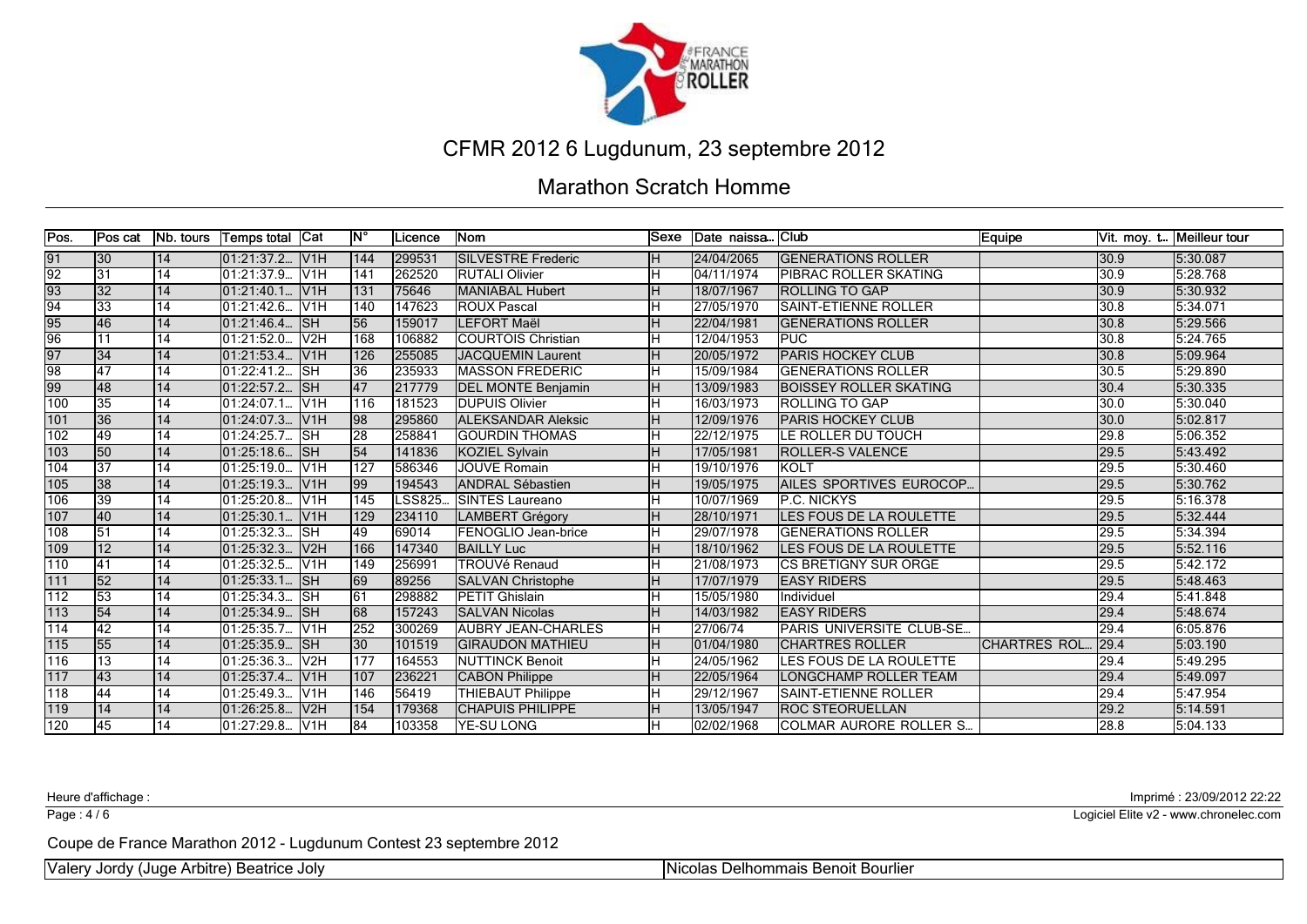# CFMR 2012 6 Lugdunum, 23 septembre 2012

## Marathon Scratch Homme

| Pos. | Pos cat | Nb. tours | Temps total | Cat | N° | Licence | Nom | Sexe | Date naissa... | Club | Equipe | Vit. moy. t... | Meilleur tour |
|---|---|---|---|---|---|---|---|---|---|---|---|---|---|
| 91 | 30 | 14 | 01:21:37.2... | V1H | 144 | 299531 | SILVESTRE Frederic | H | 24/04/2065 | GENERATIONS ROLLER | | 30.9 | 5:30.087 |
| 92 | 31 | 14 | 01:21:37.9... | V1H | 141 | 262520 | RUTALI Olivier | H | 04/11/1974 | PIBRAC ROLLER SKATING | | 30.9 | 5:28.768 |
| 93 | 32 | 14 | 01:21:40.1... | V1H | 131 | 75646 | MANIABAL Hubert | H | 18/07/1967 | ROLLING TO GAP | | 30.9 | 5:30.932 |
| 94 | 33 | 14 | 01:21:42.6... | V1H | 140 | 147623 | ROUX Pascal | H | 27/05/1970 | SAINT-ETIENNE ROLLER | | 30.8 | 5:34.071 |
| 95 | 46 | 14 | 01:21:46.4... | SH | 56 | 159017 | LEFORT Maël | H | 22/04/1981 | GENERATIONS ROLLER | | 30.8 | 5:29.566 |
| 96 | 11 | 14 | 01:21:52.0... | V2H | 168 | 106882 | COURTOIS Christian | H | 12/04/1953 | PUC | | 30.8 | 5:24.765 |
| 97 | 34 | 14 | 01:21:53.4... | V1H | 126 | 255085 | JACQUEMIN Laurent | H | 20/05/1972 | PARIS HOCKEY CLUB | | 30.8 | 5:09.964 |
| 98 | 47 | 14 | 01:22:41.2... | SH | 36 | 235933 | MASSON FREDERIC | H | 15/09/1984 | GENERATIONS ROLLER | | 30.5 | 5:29.890 |
| 99 | 48 | 14 | 01:22:57.2... | SH | 47 | 217779 | DEL MONTE Benjamin | H | 13/09/1983 | BOISSEY ROLLER SKATING | | 30.4 | 5:30.335 |
| 100 | 35 | 14 | 01:24:07.1... | V1H | 116 | 181523 | DUPUIS Olivier | H | 16/03/1973 | ROLLING TO GAP | | 30.0 | 5:30.040 |
| 101 | 36 | 14 | 01:24:07.3... | V1H | 98 | 295860 | ALEKSANDAR Aleksic | H | 12/09/1976 | PARIS HOCKEY CLUB | | 30.0 | 5:02.817 |
| 102 | 49 | 14 | 01:24:25.7... | SH | 28 | 258841 | GOURDIN THOMAS | H | 22/12/1975 | LE ROLLER DU TOUCH | | 29.8 | 5:06.352 |
| 103 | 50 | 14 | 01:25:18.6... | SH | 54 | 141836 | KOZIEL Sylvain | H | 17/05/1981 | ROLLER-S VALENCE | | 29.5 | 5:43.492 |
| 104 | 37 | 14 | 01:25:19.0... | V1H | 127 | 586346 | JOUVE Romain | H | 19/10/1976 | KOLT | | 29.5 | 5:30.460 |
| 105 | 38 | 14 | 01:25:19.3... | V1H | 99 | 194543 | ANDRAL Sébastien | H | 19/05/1975 | AILES SPORTIVES EUROCOP... | | 29.5 | 5:30.762 |
| 106 | 39 | 14 | 01:25:20.8... | V1H | 145 | LSS825... | SINTES Laureano | H | 10/07/1969 | P.C. NICKYS | | 29.5 | 5:16.378 |
| 107 | 40 | 14 | 01:25:30.1... | V1H | 129 | 234110 | LAMBERT Grégory | H | 28/10/1971 | LES FOUS DE LA ROULETTE | | 29.5 | 5:32.444 |
| 108 | 51 | 14 | 01:25:32.3... | SH | 49 | 69014 | FENOGLIO Jean-brice | H | 29/07/1978 | GENERATIONS ROLLER | | 29.5 | 5:34.394 |
| 109 | 12 | 14 | 01:25:32.3... | V2H | 166 | 147340 | BAILLY Luc | H | 18/10/1962 | LES FOUS DE LA ROULETTE | | 29.5 | 5:52.116 |
| 110 | 41 | 14 | 01:25:32.5... | V1H | 149 | 256991 | TROUVé Renaud | H | 21/08/1973 | CS BRETIGNY SUR ORGE | | 29.5 | 5:42.172 |
| 111 | 52 | 14 | 01:25:33.1... | SH | 69 | 89256 | SALVAN Christophe | H | 17/07/1979 | EASY RIDERS | | 29.5 | 5:48.463 |
| 112 | 53 | 14 | 01:25:34.3... | SH | 61 | 298882 | PETIT Ghislain | H | 15/05/1980 | Individuel | | 29.4 | 5:41.848 |
| 113 | 54 | 14 | 01:25:34.9... | SH | 68 | 157243 | SALVAN Nicolas | H | 14/03/1982 | EASY RIDERS | | 29.4 | 5:48.674 |
| 114 | 42 | 14 | 01:25:35.7... | V1H | 252 | 300269 | AUBRY JEAN-CHARLES | H | 27/06/74 | PARIS UNIVERSITE CLUB-SE... | | 29.4 | 6:05.876 |
| 115 | 55 | 14 | 01:25:35.9... | SH | 30 | 101519 | GIRAUDON MATHIEU | H | 01/04/1980 | CHARTRES ROLLER | CHARTRES ROL... | 29.4 | 5:03.190 |
| 116 | 13 | 14 | 01:25:36.3... | V2H | 177 | 164553 | NUTTINCK Benoit | H | 24/05/1962 | LES FOUS DE LA ROULETTE | | 29.4 | 5:49.295 |
| 117 | 43 | 14 | 01:25:37.4... | V1H | 107 | 236221 | CABON Philippe | H | 22/05/1964 | LONGCHAMP ROLLER TEAM | | 29.4 | 5:49.097 |
| 118 | 44 | 14 | 01:25:49.3... | V1H | 146 | 56419 | THIEBAUT Philippe | H | 29/12/1967 | SAINT-ETIENNE ROLLER | | 29.4 | 5:47.954 |
| 119 | 14 | 14 | 01:26:25.8... | V2H | 154 | 179368 | CHAPUIS PHILIPPE | H | 13/05/1947 | ROC STEORUELLAN | | 29.2 | 5:14.591 |
| 120 | 45 | 14 | 01:27:29.8... | V1H | 84 | 103358 | YE-SU LONG | H | 02/02/1968 | COLMAR AURORE ROLLER S... | | 28.8 | 5:04.133 |

Heure d'affichage :

Imprimé : 23/09/2012 22:22

Logiciel Elite v2 - www.chronelec.com

Coupe de France Marathon 2012 - Lugdunum Contest 23 septembre 2012

Valery Jordy (Juge Arbitre) Beatrice Joly | Nicolas Delhommais Benoit Bourlier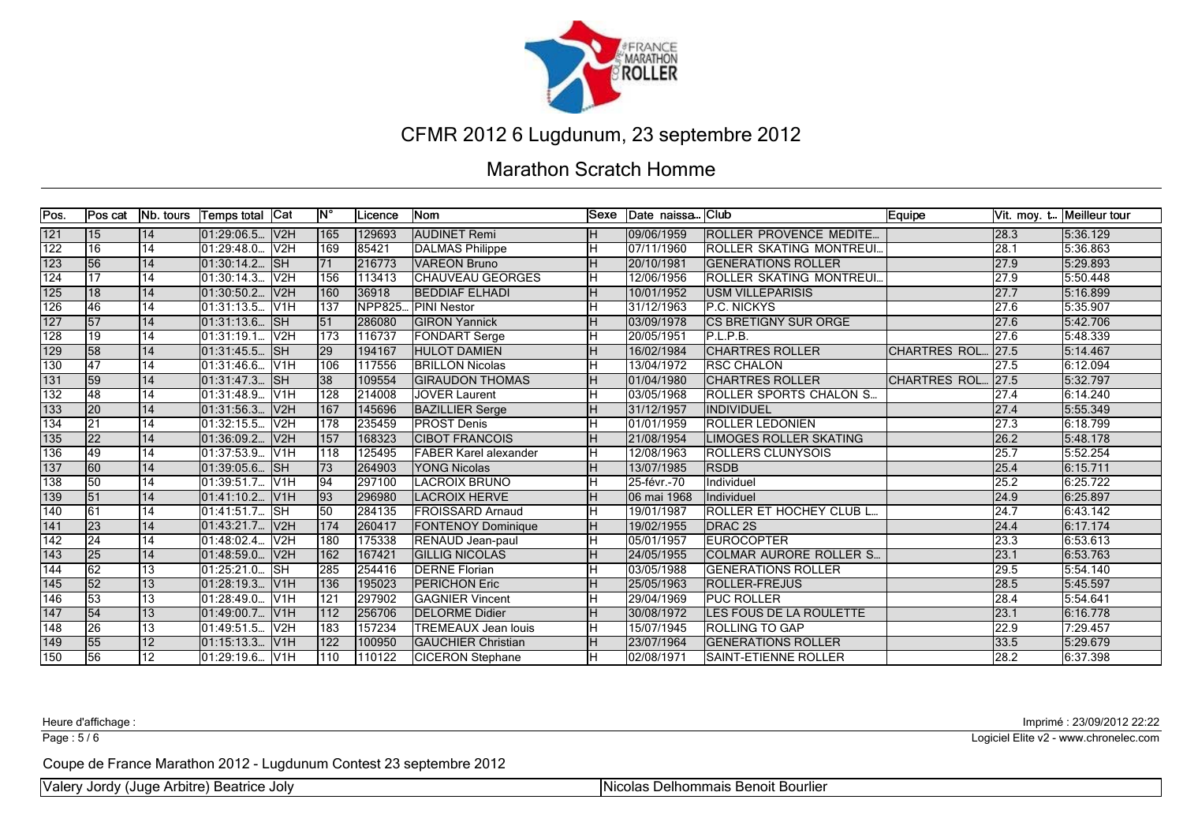# CFMR 2012 6 Lugdunum, 23 septembre 2012

## Marathon Scratch Homme

| Pos. | Pos cat | Nb. tours | Temps total | Cat | N° | Licence | Nom | Sexe | Date naissa... | Club | Equipe | Vit. moy. t... | Meilleur tour |
|---|---|---|---|---|---|---|---|---|---|---|---|---|---|
| 121 | 15 | 14 | 01:29:06.5... | V2H | 165 | 129693 | AUDINET Remi | H | 09/06/1959 | ROLLER PROVENCE MEDITE... | | 28.3 | 5:36.129 |
| 122 | 16 | 14 | 01:29:48.0... | V2H | 169 | 85421 | DALMAS Philippe | H | 07/11/1960 | ROLLER SKATING MONTREUI... | | 28.1 | 5:36.863 |
| 123 | 56 | 14 | 01:30:14.2... | SH | 71 | 216773 | VAREON Bruno | H | 20/10/1981 | GENERATIONS ROLLER | | 27.9 | 5:29.893 |
| 124 | 17 | 14 | 01:30:14.3... | V2H | 156 | 113413 | CHAUVEAU GEORGES | H | 12/06/1956 | ROLLER SKATING MONTREUI... | | 27.9 | 5:50.448 |
| 125 | 18 | 14 | 01:30:50.2... | V2H | 160 | 36918 | BEDDIAF ELHADI | H | 10/01/1952 | USM VILLEPARISIS | | 27.7 | 5:16.899 |
| 126 | 46 | 14 | 01:31:13.5... | V1H | 137 | NPP825... | PINI Nestor | H | 31/12/1963 | P.C. NICKYS | | 27.6 | 5:35.907 |
| 127 | 57 | 14 | 01:31:13.6... | SH | 51 | 286080 | GIRON Yannick | H | 03/09/1978 | CS BRETIGNY SUR ORGE | | 27.6 | 5:42.706 |
| 128 | 19 | 14 | 01:31:19.1... | V2H | 173 | 116737 | FONDART Serge | H | 20/05/1951 | P.L.P.B. | | 27.6 | 5:48.339 |
| 129 | 58 | 14 | 01:31:45.5... | SH | 29 | 194167 | HULOT DAMIEN | H | 16/02/1984 | CHARTRES ROLLER | CHARTRES ROL... | 27.5 | 5:14.467 |
| 130 | 47 | 14 | 01:31:46.6... | V1H | 106 | 117556 | BRILLON Nicolas | H | 13/04/1972 | RSC CHALON | | 27.5 | 6:12.094 |
| 131 | 59 | 14 | 01:31:47.3... | SH | 38 | 109554 | GIRAUDON THOMAS | H | 01/04/1980 | CHARTRES ROLLER | CHARTRES ROL... | 27.5 | 5:32.797 |
| 132 | 48 | 14 | 01:31:48.9... | V1H | 128 | 214008 | JOVER Laurent | H | 03/05/1968 | ROLLER SPORTS CHALON S... | | 27.4 | 6:14.240 |
| 133 | 20 | 14 | 01:31:56.3... | V2H | 167 | 145696 | BAZILLIER Serge | H | 31/12/1957 | INDIVIDUEL | | 27.4 | 5:55.349 |
| 134 | 21 | 14 | 01:32:15.5... | V2H | 178 | 235459 | PROST Denis | H | 01/01/1959 | ROLLER LEDONIEN | | 27.3 | 6:18.799 |
| 135 | 22 | 14 | 01:36:09.2... | V2H | 157 | 168323 | CIBOT FRANCOIS | H | 21/08/1954 | LIMOGES ROLLER SKATING | | 26.2 | 5:48.178 |
| 136 | 49 | 14 | 01:37:53.9... | V1H | 118 | 125495 | FABER Karel alexander | H | 12/08/1963 | ROLLERS CLUNYSOIS | | 25.7 | 5:52.254 |
| 137 | 60 | 14 | 01:39:05.6... | SH | 73 | 264903 | YONG Nicolas | H | 13/07/1985 | RSDB | | 25.4 | 6:15.711 |
| 138 | 50 | 14 | 01:39:51.7... | V1H | 94 | 297100 | LACROIX BRUNO | H | 25-févr.-70 | Individuel | | 25.2 | 6:25.722 |
| 139 | 51 | 14 | 01:41:10.2... | V1H | 93 | 296980 | LACROIX HERVE | H | 06 mai 1968 | Individuel | | 24.9 | 6:25.897 |
| 140 | 61 | 14 | 01:41:51.7... | SH | 50 | 284135 | FROISSARD Arnaud | H | 19/01/1987 | ROLLER ET HOCHEY CLUB L... | | 24.7 | 6:43.142 |
| 141 | 23 | 14 | 01:43:21.7... | V2H | 174 | 260417 | FONTENOY Dominique | H | 19/02/1955 | DRAC 2S | | 24.4 | 6:17.174 |
| 142 | 24 | 14 | 01:48:02.4... | V2H | 180 | 175338 | RENAUD Jean-paul | H | 05/01/1957 | EUROCOPTER | | 23.3 | 6:53.613 |
| 143 | 25 | 14 | 01:48:59.0... | V2H | 162 | 167421 | GILLIG NICOLAS | H | 24/05/1955 | COLMAR AURORE ROLLER S... | | 23.1 | 6:53.763 |
| 144 | 62 | 13 | 01:25:21.0... | SH | 285 | 254416 | DERNE Florian | H | 03/05/1988 | GENERATIONS ROLLER | | 29.5 | 5:54.140 |
| 145 | 52 | 13 | 01:28:19.3... | V1H | 136 | 195023 | PERICHON Eric | H | 25/05/1963 | ROLLER-FREJUS | | 28.5 | 5:45.597 |
| 146 | 53 | 13 | 01:28:49.0... | V1H | 121 | 297902 | GAGNIER Vincent | H | 29/04/1969 | PUC ROLLER | | 28.4 | 5:54.641 |
| 147 | 54 | 13 | 01:49:00.7... | V1H | 112 | 256706 | DELORME Didier | H | 30/08/1972 | LES FOUS DE LA ROULETTE | | 23.1 | 6:16.778 |
| 148 | 26 | 13 | 01:49:51.5... | V2H | 183 | 157234 | TREMEAUX Jean louis | H | 15/07/1945 | ROLLING TO GAP | | 22.9 | 7:29.457 |
| 149 | 55 | 12 | 01:15:13.3... | V1H | 122 | 100950 | GAUCHIER Christian | H | 23/07/1964 | GENERATIONS ROLLER | | 33.5 | 5:29.679 |
| 150 | 56 | 12 | 01:29:19.6... | V1H | 110 | 110122 | CICERON Stephane | H | 02/08/1971 | SAINT-ETIENNE ROLLER | | 28.2 | 6:37.398 |

Heure d'affichage :

Imprimé : 23/09/2012 22:22

Logiciel Elite v2 - www.chronelec.com

Coupe de France Marathon 2012 - Lugdunum Contest 23 septembre 2012

Valery Jordy (Juge Arbitre) Beatrice Joly | Nicolas Delhommais Benoit Bourlier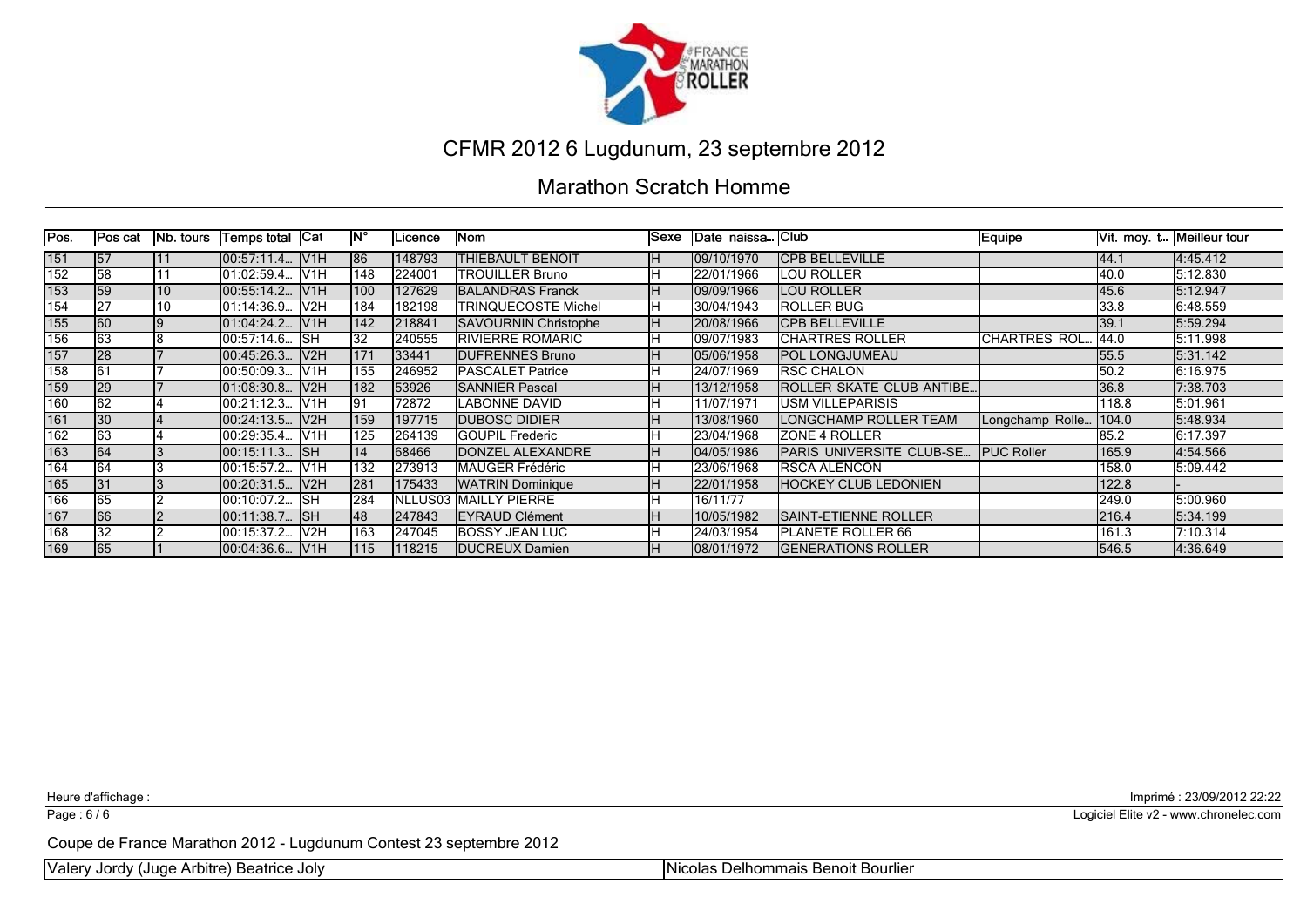# CFMR 2012 6 Lugdunum, 23 septembre 2012

## Marathon Scratch Homme

| Pos. | Pos cat | Nb. tours | Temps total | Cat | N° | Licence | Nom | Sexe | Date naissa... | Club | Equipe | Vit. moy. t... | Meilleur tour |
|---|---|---|---|---|---|---|---|---|---|---|---|---|---|
| 151 | 57 | 11 | 00:57:11.4... | V1H | 86 | 148793 | THIEBAULT BENOIT | H | 09/10/1970 | CPB BELLEVILLE | | 44.1 | 4:45.412 |
| 152 | 58 | 11 | 01:02:59.4... | V1H | 148 | 224001 | TROUILLER Bruno | H | 22/01/1966 | LOU ROLLER | | 40.0 | 5:12.830 |
| 153 | 59 | 10 | 00:55:14.2... | V1H | 100 | 127629 | BALANDRAS Franck | H | 09/09/1966 | LOU ROLLER | | 45.6 | 5:12.947 |
| 154 | 27 | 10 | 01:14:36.9... | V2H | 184 | 182198 | TRINQUECOSTE Michel | H | 30/04/1943 | ROLLER BUG | | 33.8 | 6:48.559 |
| 155 | 60 | 9 | 01:04:24.2... | V1H | 142 | 218841 | SAVOURNIN Christophe | H | 20/08/1966 | CPB BELLEVILLE | | 39.1 | 5:59.294 |
| 156 | 63 | 8 | 00:57:14.6... | SH | 32 | 240555 | RIVIERRE ROMARIC | H | 09/07/1983 | CHARTRES ROLLER | CHARTRES ROL... | 44.0 | 5:11.998 |
| 157 | 28 | 7 | 00:45:26.3... | V2H | 171 | 33441 | DUFRENNES Bruno | H | 05/06/1958 | POL LONGJUMEAU | | 55.5 | 5:31.142 |
| 158 | 61 | 7 | 00:50:09.3... | V1H | 155 | 246952 | PASCALET Patrice | H | 24/07/1969 | RSC CHALON | | 50.2 | 6:16.975 |
| 159 | 29 | 7 | 01:08:30.8... | V2H | 182 | 53926 | SANNIER Pascal | H | 13/12/1958 | ROLLER SKATE CLUB ANTIBE... | | 36.8 | 7:38.703 |
| 160 | 62 | 4 | 00:21:12.3... | V1H | 91 | 72872 | LABONNE DAVID | H | 11/07/1971 | USM VILLEPARISIS | | 118.8 | 5:01.961 |
| 161 | 30 | 4 | 00:24:13.5... | V2H | 159 | 197715 | DUBOSC DIDIER | H | 13/08/1960 | LONGCHAMP ROLLER TEAM | Longchamp Rolle... | 104.0 | 5:48.934 |
| 162 | 63 | 4 | 00:29:35.4... | V1H | 125 | 264139 | GOUPIL Frederic | H | 23/04/1968 | ZONE 4 ROLLER | | 85.2 | 6:17.397 |
| 163 | 64 | 3 | 00:15:11.3... | SH | 14 | 68466 | DONZEL ALEXANDRE | H | 04/05/1986 | PARIS UNIVERSITE CLUB-SE... | PUC Roller | 165.9 | 4:54.566 |
| 164 | 64 | 3 | 00:15:57.2... | V1H | 132 | 273913 | MAUGER Frédéric | H | 23/06/1968 | RSCA ALENCON | | 158.0 | 5:09.442 |
| 165 | 31 | 3 | 00:20:31.5... | V2H | 281 | 175433 | WATRIN Dominique | H | 22/01/1958 | HOCKEY CLUB LEDONIEN | | 122.8 | - |
| 166 | 65 | 2 | 00:10:07.2... | SH | 284 | NLLUS03 | MAILLY PIERRE | H | 16/11/77 | | | 249.0 | 5:00.960 |
| 167 | 66 | 2 | 00:11:38.7... | SH | 48 | 247843 | EYRAUD Clément | H | 10/05/1982 | SAINT-ETIENNE ROLLER | | 216.4 | 5:34.199 |
| 168 | 32 | 2 | 00:15:37.2... | V2H | 163 | 247045 | BOSSY JEAN LUC | H | 24/03/1954 | PLANETE ROLLER 66 | | 161.3 | 7:10.314 |
| 169 | 65 | 1 | 00:04:36.6... | V1H | 115 | 118215 | DUCREUX Damien | H | 08/01/1972 | GENERATIONS ROLLER | | 546.5 | 4:36.649 |

Heure d'affichage :

Imprimé : 23/09/2012 22:22

Logiciel Elite v2 - www.chronelec.com

Coupe de France Marathon 2012 - Lugdunum Contest 23 septembre 2012

Valery Jordy (Juge Arbitre) Beatrice Joly | Nicolas Delhommais Benoit Bourlier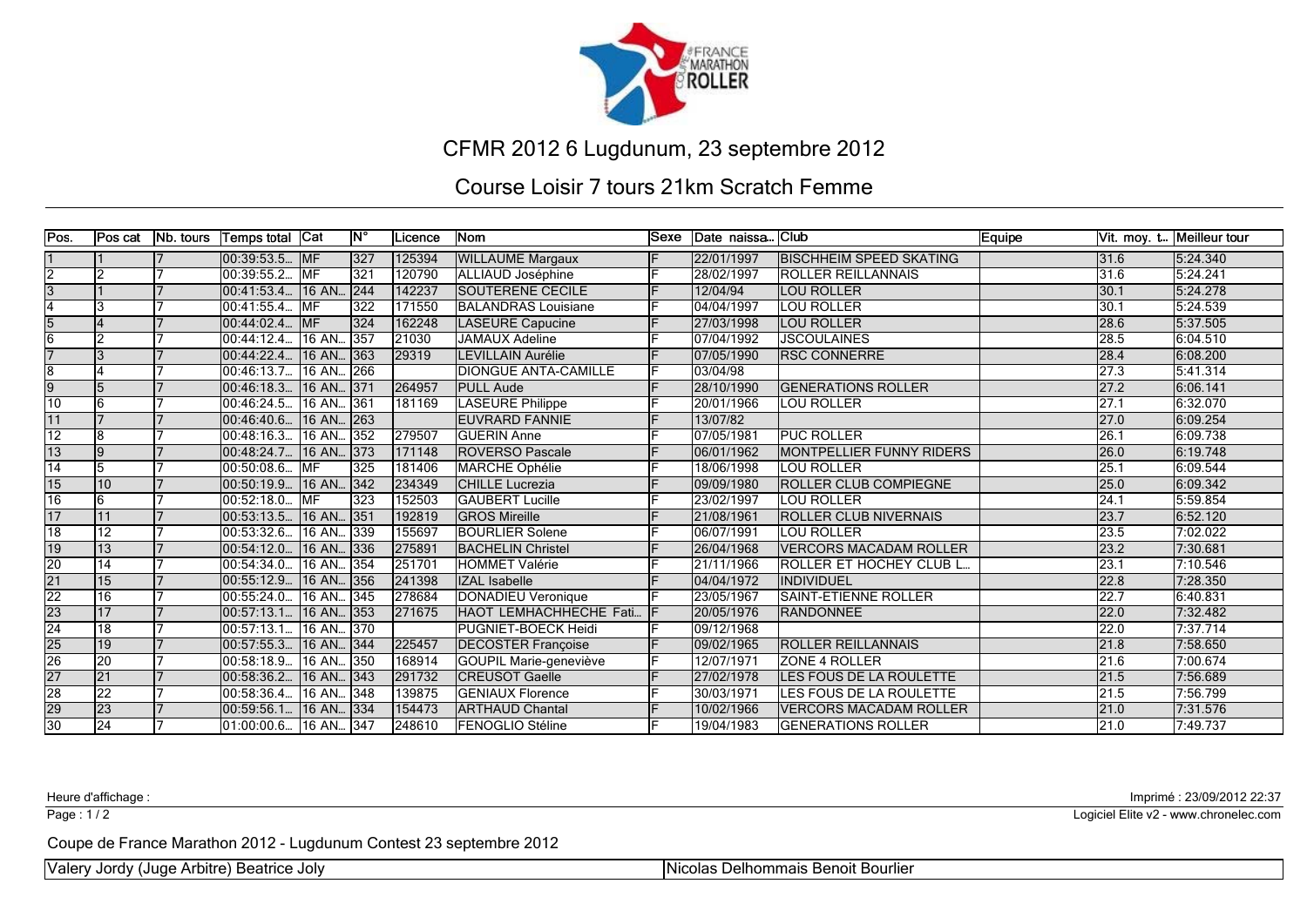# CFMR 2012 6 Lugdunum, 23 septembre 2012

## Course Loisir 7 tours 21km Scratch Femme

| Pos. | Pos cat | Nb. tours | Temps total | Cat | N° | Licence | Nom | Sexe | Date naissa... | Club | Equipe | Vit. moy. t... | Meilleur tour |
|---|---|---|---|---|---|---|---|---|---|---|---|---|---|
| 1 | 1 | 7 | 00:39:53.5... | MF | 327 | 125394 | WILLAUME Margaux | F | 22/01/1997 | BISCHHEIM SPEED SKATING | | 31.6 | 5:24.340 |
| 2 | 2 | 7 | 00:39:55.2... | MF | 321 | 120790 | ALLIAUD Joséphine | F | 28/02/1997 | ROLLER REILLANNAIS | | 31.6 | 5:24.241 |
| 3 | 1 | 7 | 00:41:53.4... | 16 AN... | 244 | 142237 | SOUTERENE CECILE | F | 12/04/94 | LOU ROLLER | | 30.1 | 5:24.278 |
| 4 | 3 | 7 | 00:41:55.4... | MF | 322 | 171550 | BALANDRAS Louisiane | F | 04/04/1997 | LOU ROLLER | | 30.1 | 5:24.539 |
| 5 | 4 | 7 | 00:44:02.4... | MF | 324 | 162248 | LASEURE Capucine | F | 27/03/1998 | LOU ROLLER | | 28.6 | 5:37.505 |
| 6 | 2 | 7 | 00:44:12.4... | 16 AN... | 357 | 21030 | JAMAUX Adeline | F | 07/04/1992 | JSCOULAINES | | 28.5 | 6:04.510 |
| 7 | 3 | 7 | 00:44:22.4... | 16 AN... | 363 | 29319 | LEVILLAIN Aurélie | F | 07/05/1990 | RSC CONNERRE | | 28.4 | 6:08.200 |
| 8 | 4 | 7 | 00:46:13.7... | 16 AN... | 266 | | DIONGUE ANTA-CAMILLE | F | 03/04/98 | | | 27.3 | 5:41.314 |
| 9 | 5 | 7 | 00:46:18.3... | 16 AN... | 371 | 264957 | PULL Aude | F | 28/10/1990 | GENERATIONS ROLLER | | 27.2 | 6:06.141 |
| 10 | 6 | 7 | 00:46:24.5... | 16 AN... | 361 | 181169 | LASEURE Philippe | F | 20/01/1966 | LOU ROLLER | | 27.1 | 6:32.070 |
| 11 | 7 | 7 | 00:46:40.6... | 16 AN... | 263 | | EUVRARD FANNIE | F | 13/07/82 | | | 27.0 | 6:09.254 |
| 12 | 8 | 7 | 00:48:16.3... | 16 AN... | 352 | 279507 | GUERIN Anne | F | 07/05/1981 | PUC ROLLER | | 26.1 | 6:09.738 |
| 13 | 9 | 7 | 00:48:24.7... | 16 AN... | 373 | 171148 | ROVERSO Pascale | F | 06/01/1962 | MONTPELLIER FUNNY RIDERS | | 26.0 | 6:19.748 |
| 14 | 5 | 7 | 00:50:08.6... | MF | 325 | 181406 | MARCHE Ophélie | F | 18/06/1998 | LOU ROLLER | | 25.1 | 6:09.544 |
| 15 | 10 | 7 | 00:50:19.9... | 16 AN... | 342 | 234349 | CHILLE Lucrezia | F | 09/09/1980 | ROLLER CLUB COMPIEGNE | | 25.0 | 6:09.342 |
| 16 | 6 | 7 | 00:52:18.0... | MF | 323 | 152503 | GAUBERT Lucille | F | 23/02/1997 | LOU ROLLER | | 24.1 | 5:59.854 |
| 17 | 11 | 7 | 00:53:13.5... | 16 AN... | 351 | 192819 | GROS Mireille | F | 21/08/1961 | ROLLER CLUB NIVERNAIS | | 23.7 | 6:52.120 |
| 18 | 12 | 7 | 00:53:32.6... | 16 AN... | 339 | 155697 | BOURLIER Solene | F | 06/07/1991 | LOU ROLLER | | 23.5 | 7:02.022 |
| 19 | 13 | 7 | 00:54:12.0... | 16 AN... | 336 | 275891 | BACHELIN Christel | F | 26/04/1968 | VERCORS MACADAM ROLLER | | 23.2 | 7:30.681 |
| 20 | 14 | 7 | 00:54:34.0... | 16 AN... | 354 | 251701 | HOMMET Valérie | F | 21/11/1966 | ROLLER ET HOCHEY CLUB L... | | 23.1 | 7:10.546 |
| 21 | 15 | 7 | 00:55:12.9... | 16 AN... | 356 | 241398 | IZAL Isabelle | F | 04/04/1972 | INDIVIDUEL | | 22.8 | 7:28.350 |
| 22 | 16 | 7 | 00:55:24.0... | 16 AN... | 345 | 278684 | DONADIEU Veronique | F | 23/05/1967 | SAINT-ETIENNE ROLLER | | 22.7 | 6:40.831 |
| 23 | 17 | 7 | 00:57:13.1... | 16 AN... | 353 | 271675 | HAOT LEMHACHHECHE Fati... | F | 20/05/1976 | RANDONNEE | | 22.0 | 7:32.482 |
| 24 | 18 | 7 | 00:57:13.1... | 16 AN... | 370 | | PUGNIET-BOECK Heidi | F | 09/12/1968 | | | 22.0 | 7:37.714 |
| 25 | 19 | 7 | 00:57:55.3... | 16 AN... | 344 | 225457 | DECOSTER Françoise | F | 09/02/1965 | ROLLER REILLANNAIS | | 21.8 | 7:58.650 |
| 26 | 20 | 7 | 00:58:18.9... | 16 AN... | 350 | 168914 | GOUPIL Marie-geneviève | F | 12/07/1971 | ZONE 4 ROLLER | | 21.6 | 7:00.674 |
| 27 | 21 | 7 | 00:58:36.2... | 16 AN... | 343 | 291732 | CREUSOT Gaelle | F | 27/02/1978 | LES FOUS DE LA ROULETTE | | 21.5 | 7:56.689 |
| 28 | 22 | 7 | 00:58:36.4... | 16 AN... | 348 | 139875 | GENIAUX Florence | F | 30/03/1971 | LES FOUS DE LA ROULETTE | | 21.5 | 7:56.799 |
| 29 | 23 | 7 | 00:59:56.1... | 16 AN... | 334 | 154473 | ARTHAUD Chantal | F | 10/02/1966 | VERCORS MACADAM ROLLER | | 21.0 | 7:31.576 |
| 30 | 24 | 7 | 01:00:00.6... | 16 AN... | 347 | 248610 | FENOGLIO Stéline | F | 19/04/1983 | GENERATIONS ROLLER | | 21.0 | 7:49.737 |

Heure d'affichage :

Imprimé : 23/09/2012 22:37

Logiciel Elite v2 - www.chronelec.com

Coupe de France Marathon 2012 - Lugdunum Contest 23 septembre 2012

Valery Jordy (Juge Arbitre) Beatrice Joly | Nicolas Delhommais Benoit Bourlier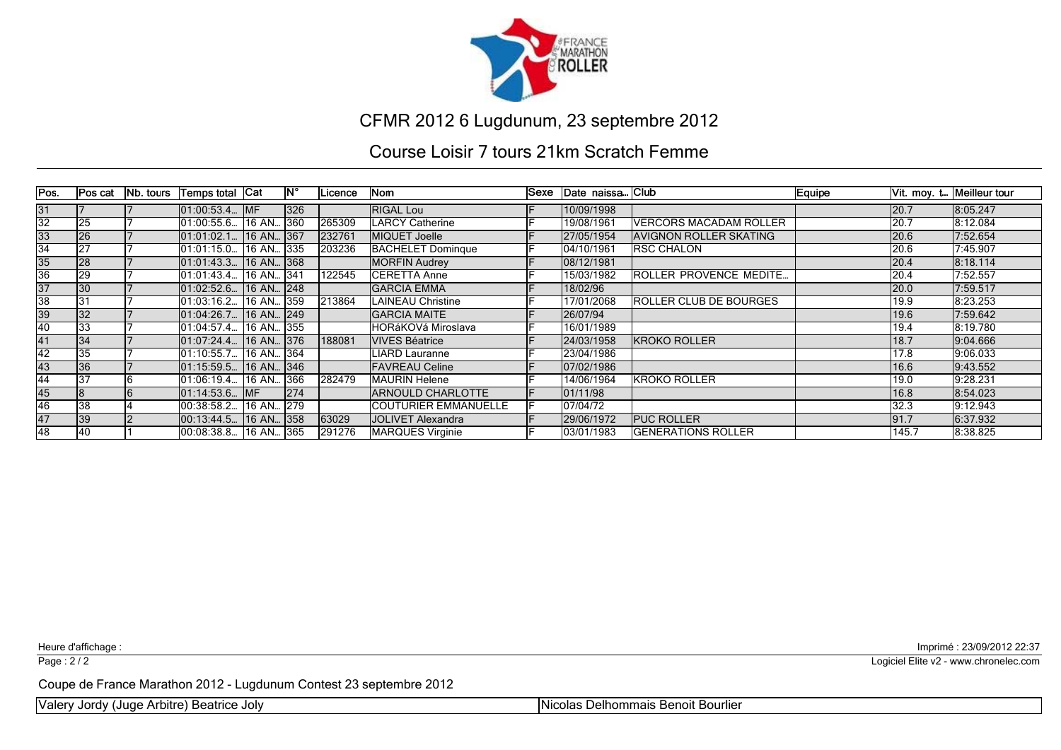# CFMR 2012 6 Lugdunum, 23 septembre 2012

## Course Loisir 7 tours 21km Scratch Femme

| Pos. | Pos cat | Nb. tours | Temps total | Cat | N° | Licence | Nom | Sexe | Date naissa... | Club | Equipe | Vit. moy. t... | Meilleur tour |
|---|---|---|---|---|---|---|---|---|---|---|---|---|---|
| 31 | 7 | 7 | 01:00:53.4... | MF | 326 | | RIGAL Lou | F | 10/09/1998 | | | 20.7 | 8:05.247 |
| 32 | 25 | 7 | 01:00:55.6... | 16 AN... | 360 | 265309 | LARCY Catherine | F | 19/08/1961 | VERCORS MACADAM ROLLER | | 20.7 | 8:12.084 |
| 33 | 26 | 7 | 01:01:02.1... | 16 AN... | 367 | 232761 | MIQUET Joelle | F | 27/05/1954 | AVIGNON ROLLER SKATING | | 20.6 | 7:52.654 |
| 34 | 27 | 7 | 01:01:15.0... | 16 AN... | 335 | 203236 | BACHELET Dominque | F | 04/10/1961 | RSC CHALON | | 20.6 | 7:45.907 |
| 35 | 28 | 7 | 01:01:43.3... | 16 AN... | 368 | | MORFIN Audrey | F | 08/12/1981 | | | 20.4 | 8:18.114 |
| 36 | 29 | 7 | 01:01:43.4... | 16 AN... | 341 | 122545 | CERETTA Anne | F | 15/03/1982 | ROLLER PROVENCE MEDITE... | | 20.4 | 7:52.557 |
| 37 | 30 | 7 | 01:02:52.6... | 16 AN... | 248 | | GARCIA EMMA | F | 18/02/96 | | | 20.0 | 7:59.517 |
| 38 | 31 | 7 | 01:03:16.2... | 16 AN... | 359 | 213864 | LAINEAU Christine | F | 17/01/2068 | ROLLER CLUB DE BOURGES | | 19.9 | 8:23.253 |
| 39 | 32 | 7 | 01:04:26.7... | 16 AN... | 249 | | GARCIA MAITE | F | 26/07/94 | | | 19.6 | 7:59.642 |
| 40 | 33 | 7 | 01:04:57.4... | 16 AN... | 355 | | HORáKOVá Miroslava | F | 16/01/1989 | | | 19.4 | 8:19.780 |
| 41 | 34 | 7 | 01:07:24.4... | 16 AN... | 376 | 188081 | VIVES Béatrice | F | 24/03/1958 | KROKO ROLLER | | 18.7 | 9:04.666 |
| 42 | 35 | 7 | 01:10:55.7... | 16 AN... | 364 | | LIARD Lauranne | F | 23/04/1986 | | | 17.8 | 9:06.033 |
| 43 | 36 | 7 | 01:15:59.5... | 16 AN... | 346 | | FAVREAU Celine | F | 07/02/1986 | | | 16.6 | 9:43.552 |
| 44 | 37 | 6 | 01:06:19.4... | 16 AN... | 366 | 282479 | MAURIN Helene | F | 14/06/1964 | KROKO ROLLER | | 19.0 | 9:28.231 |
| 45 | 8 | 6 | 01:14:53.6... | MF | 274 | | ARNOULD CHARLOTTE | F | 01/11/98 | | | 16.8 | 8:54.023 |
| 46 | 38 | 4 | 00:38:58.2... | 16 AN... | 279 | | COUTURIER EMMANUELLE | F | 07/04/72 | | | 32.3 | 9:12.943 |
| 47 | 39 | 2 | 00:13:44.5... | 16 AN... | 358 | 63029 | JOLIVET Alexandra | F | 29/06/1972 | PUC ROLLER | | 91.7 | 6:37.932 |
| 48 | 40 | 1 | 00:08:38.8... | 16 AN... | 365 | 291276 | MARQUES Virginie | F | 03/01/1983 | GENERATIONS ROLLER | | 145.7 | 8:38.825 |

Heure d'affichage :

Imprimé : 23/09/2012 22:37

Logiciel Elite v2 - www.chronelec.com

Coupe de France Marathon 2012 - Lugdunum Contest 23 septembre 2012

Valery Jordy (Juge Arbitre) Beatrice Joly | Nicolas Delhommais Benoit Bourlier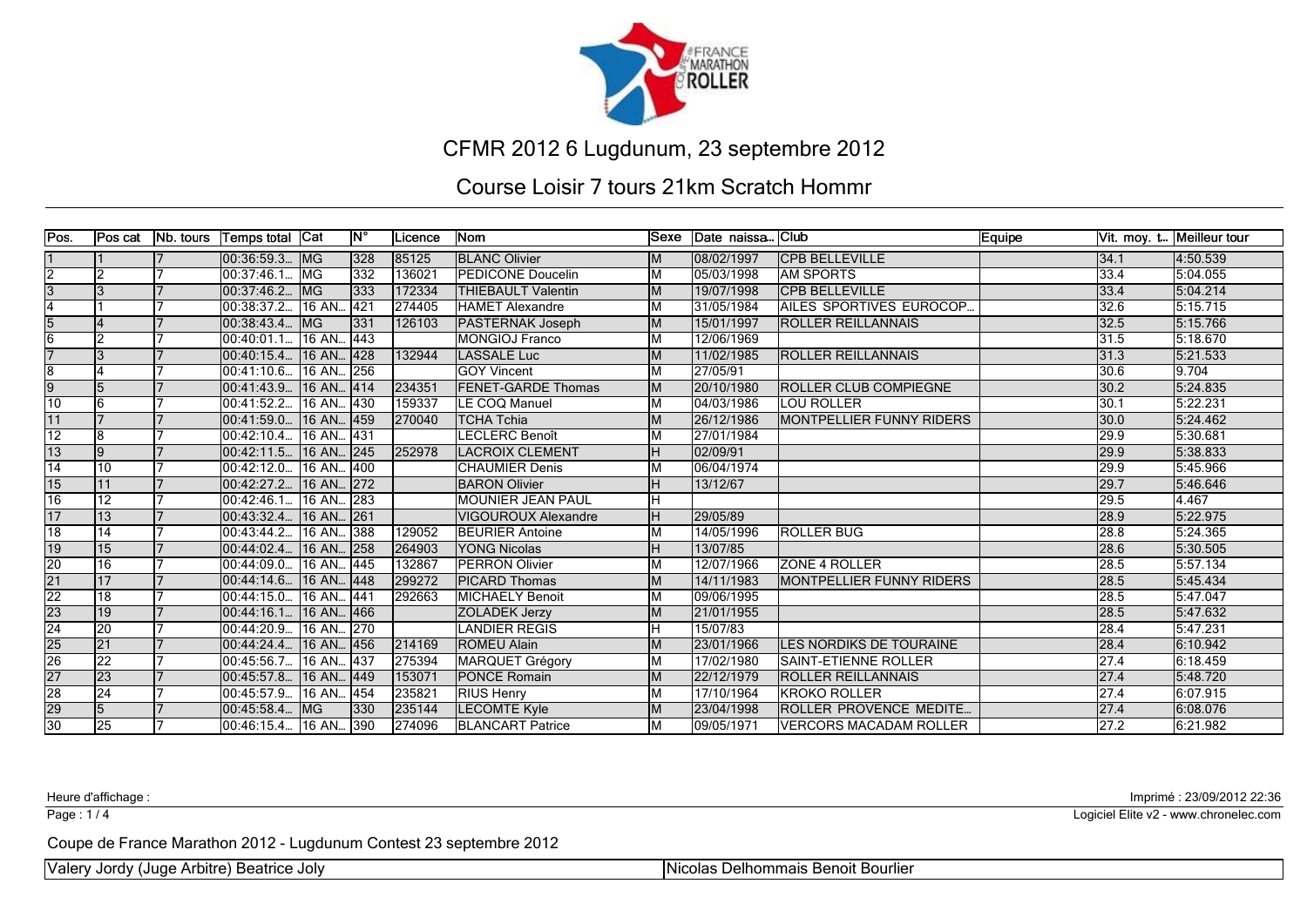# CFMR 2012 6 Lugdunum, 23 septembre 2012

## Course Loisir 7 tours 21km Scratch Hommr

| Pos. | Pos cat | Nb. tours | Temps total | Cat | N° | Licence | Nom | Sexe | Date naissa... | Club | Equipe | Vit. moy. t... | Meilleur tour |
|---|---|---|---|---|---|---|---|---|---|---|---|---|---|
| 1 | 1 | 7 | 00:36:59.3... | MG | 328 | 85125 | BLANC Olivier | M | 08/02/1997 | CPB BELLEVILLE | | 34.1 | 4:50.539 |
| 2 | 2 | 7 | 00:37:46.1... | MG | 332 | 136021 | PEDICONE Doucelin | M | 05/03/1998 | AM SPORTS | | 33.4 | 5:04.055 |
| 3 | 3 | 7 | 00:37:46.2... | MG | 333 | 172334 | THIEBAULT Valentin | M | 19/07/1998 | CPB BELLEVILLE | | 33.4 | 5:04.214 |
| 4 | 1 | 7 | 00:38:37.2... | 16 AN... | 421 | 274405 | HAMET Alexandre | M | 31/05/1984 | AILES SPORTIVES EUROCOP... | | 32.6 | 5:15.715 |
| 5 | 4 | 7 | 00:38:43.4... | MG | 331 | 126103 | PASTERNAK Joseph | M | 15/01/1997 | ROLLER REILLANNAIS | | 32.5 | 5:15.766 |
| 6 | 2 | 7 | 00:40:01.1... | 16 AN... | 443 | | MONGIOJ Franco | M | 12/06/1969 | | | 31.5 | 5:18.670 |
| 7 | 3 | 7 | 00:40:15.4... | 16 AN... | 428 | 132944 | LASSALE Luc | M | 11/02/1985 | ROLLER REILLANNAIS | | 31.3 | 5:21.533 |
| 8 | 4 | 7 | 00:41:10.6... | 16 AN... | 256 | | GOY Vincent | M | 27/05/91 | | | 30.6 | 9.704 |
| 9 | 5 | 7 | 00:41:43.9... | 16 AN... | 414 | 234351 | FENET-GARDE Thomas | M | 20/10/1980 | ROLLER CLUB COMPIEGNE | | 30.2 | 5:24.835 |
| 10 | 6 | 7 | 00:41:52.2... | 16 AN... | 430 | 159337 | LE COQ Manuel | M | 04/03/1986 | LOU ROLLER | | 30.1 | 5:22.231 |
| 11 | 7 | 7 | 00:41:59.0... | 16 AN... | 459 | 270040 | TCHA Tchia | M | 26/12/1986 | MONTPELLIER FUNNY RIDERS | | 30.0 | 5:24.462 |
| 12 | 8 | 7 | 00:42:10.4... | 16 AN... | 431 | | LECLERC Benoît | M | 27/01/1984 | | | 29.9 | 5:30.681 |
| 13 | 9 | 7 | 00:42:11.5... | 16 AN... | 245 | 252978 | LACROIX CLEMENT | H | 02/09/91 | | | 29.9 | 5:38.833 |
| 14 | 10 | 7 | 00:42:12.0... | 16 AN... | 400 | | CHAUMIER Denis | M | 06/04/1974 | | | 29.9 | 5:45.966 |
| 15 | 11 | 7 | 00:42:27.2... | 16 AN... | 272 | | BARON Olivier | H | 13/12/67 | | | 29.7 | 5:46.646 |
| 16 | 12 | 7 | 00:42:46.1... | 16 AN... | 283 | | MOUNIER JEAN PAUL | H | | | | 29.5 | 4.467 |
| 17 | 13 | 7 | 00:43:32.4... | 16 AN... | 261 | | VIGOUROUX Alexandre | H | 29/05/89 | | | 28.9 | 5:22.975 |
| 18 | 14 | 7 | 00:43:44.2... | 16 AN... | 388 | 129052 | BEURIER Antoine | M | 14/05/1996 | ROLLER BUG | | 28.8 | 5:24.365 |
| 19 | 15 | 7 | 00:44:02.4... | 16 AN... | 258 | 264903 | YONG Nicolas | H | 13/07/85 | | | 28.6 | 5:30.505 |
| 20 | 16 | 7 | 00:44:09.0... | 16 AN... | 445 | 132867 | PERRON Olivier | M | 12/07/1966 | ZONE 4 ROLLER | | 28.5 | 5:57.134 |
| 21 | 17 | 7 | 00:44:14.6... | 16 AN... | 448 | 299272 | PICARD Thomas | M | 14/11/1983 | MONTPELLIER FUNNY RIDERS | | 28.5 | 5:45.434 |
| 22 | 18 | 7 | 00:44:15.0... | 16 AN... | 441 | 292663 | MICHAELY Benoit | M | 09/06/1995 | | | 28.5 | 5:47.047 |
| 23 | 19 | 7 | 00:44:16.1... | 16 AN... | 466 | | ZOLADEK Jerzy | M | 21/01/1955 | | | 28.5 | 5:47.632 |
| 24 | 20 | 7 | 00:44:20.9... | 16 AN... | 270 | | LANDIER REGIS | H | 15/07/83 | | | 28.4 | 5:47.231 |
| 25 | 21 | 7 | 00:44:24.4... | 16 AN... | 456 | 214169 | ROMEU Alain | M | 23/01/1966 | LES NORDIKS DE TOURAINE | | 28.4 | 6:10.942 |
| 26 | 22 | 7 | 00:45:56.7... | 16 AN... | 437 | 275394 | MARQUET Grégory | M | 17/02/1980 | SAINT-ETIENNE ROLLER | | 27.4 | 6:18.459 |
| 27 | 23 | 7 | 00:45:57.8... | 16 AN... | 449 | 153071 | PONCE Romain | M | 22/12/1979 | ROLLER REILLANNAIS | | 27.4 | 5:48.720 |
| 28 | 24 | 7 | 00:45:57.9... | 16 AN... | 454 | 235821 | RIUS Henry | M | 17/10/1964 | KROKO ROLLER | | 27.4 | 6:07.915 |
| 29 | 5 | 7 | 00:45:58.4... | MG | 330 | 235144 | LECOMTE Kyle | M | 23/04/1998 | ROLLER PROVENCE MEDITE... | | 27.4 | 6:08.076 |
| 30 | 25 | 7 | 00:46:15.4... | 16 AN... | 390 | 274096 | BLANCART Patrice | M | 09/05/1971 | VERCORS MACADAM ROLLER | | 27.2 | 6:21.982 |

Heure d'affichage :

Imprimé : 23/09/2012 22:36

Logiciel Elite v2 - www.chronelec.com

Coupe de France Marathon 2012 - Lugdunum Contest 23 septembre 2012

Valery Jordy (Juge Arbitre) Beatrice Joly | Nicolas Delhommais Benoit Bourlier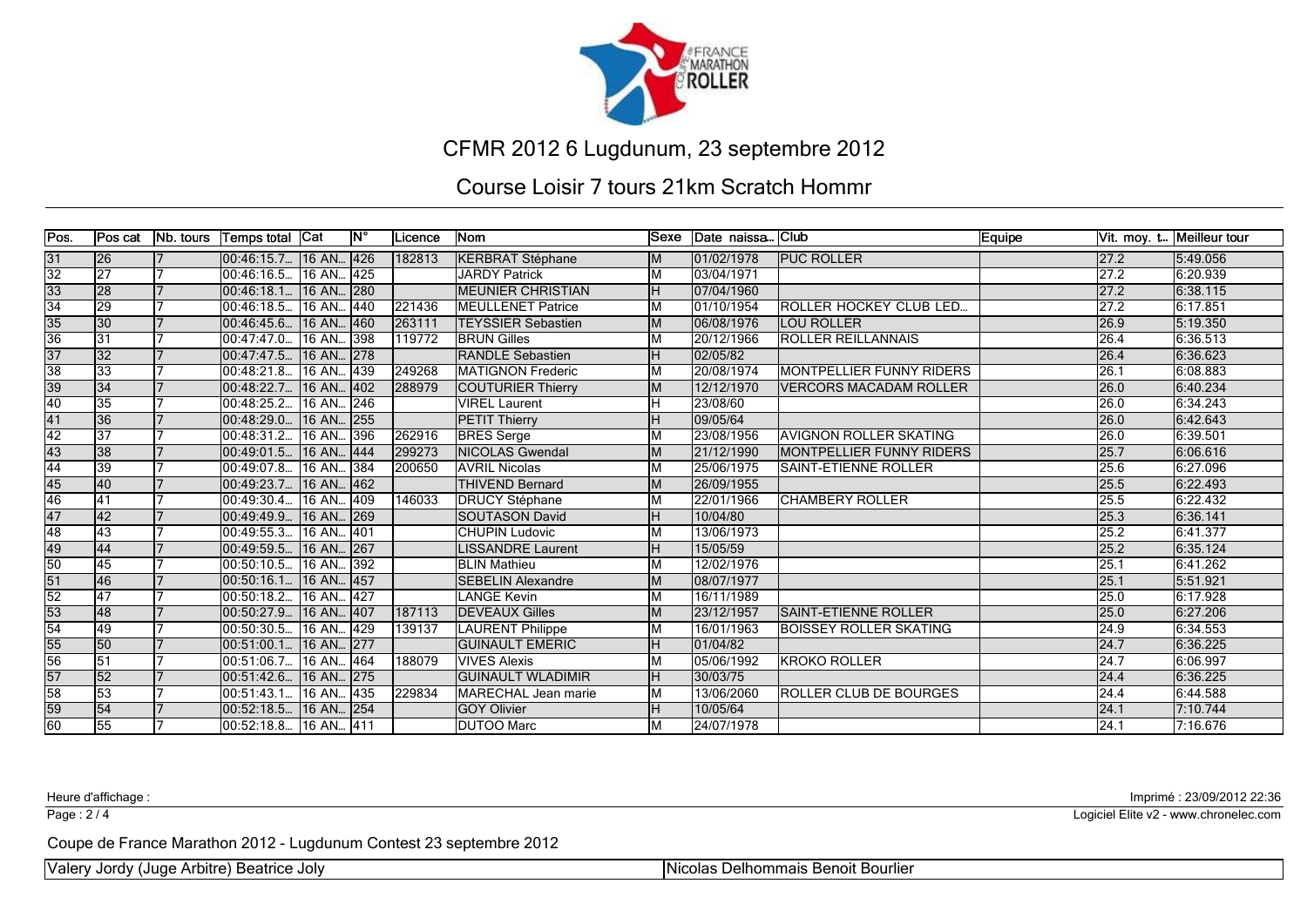# CFMR 2012 6 Lugdunum, 23 septembre 2012

## Course Loisir 7 tours 21km Scratch Hommr

| Pos. | Pos cat | Nb. tours | Temps total | Cat | N° | Licence | Nom | Sexe | Date naissa... | Club | Equipe | Vit. moy. t... | Meilleur tour |
|---|---|---|---|---|---|---|---|---|---|---|---|---|---|
| 31 | 26 | 7 | 00:46:15.7... | 16 AN... | 426 | 182813 | KERBRAT Stéphane | M | 01/02/1978 | PUC ROLLER | | 27.2 | 5:49.056 |
| 32 | 27 | 7 | 00:46:16.5... | 16 AN... | 425 | | JARDY Patrick | M | 03/04/1971 | | | 27.2 | 6:20.939 |
| 33 | 28 | 7 | 00:46:18.1... | 16 AN... | 280 | | MEUNIER CHRISTIAN | H | 07/04/1960 | | | 27.2 | 6:38.115 |
| 34 | 29 | 7 | 00:46:18.5... | 16 AN... | 440 | 221436 | MEULLENET Patrice | M | 01/10/1954 | ROLLER HOCKEY CLUB LED... | | 27.2 | 6:17.851 |
| 35 | 30 | 7 | 00:46:45.6... | 16 AN... | 460 | 263111 | TEYSSIER Sebastien | M | 06/08/1976 | LOU ROLLER | | 26.9 | 5:19.350 |
| 36 | 31 | 7 | 00:47:47.0... | 16 AN... | 398 | 119772 | BRUN Gilles | M | 20/12/1966 | ROLLER REILLANNAIS | | 26.4 | 6:36.513 |
| 37 | 32 | 7 | 00:47:47.5... | 16 AN... | 278 | | RANDLE Sebastien | H | 02/05/82 | | | 26.4 | 6:36.623 |
| 38 | 33 | 7 | 00:48:21.8... | 16 AN... | 439 | 249268 | MATIGNON Frederic | M | 20/08/1974 | MONTPELLIER FUNNY RIDERS | | 26.1 | 6:08.883 |
| 39 | 34 | 7 | 00:48:22.7... | 16 AN... | 402 | 288979 | COUTURIER Thierry | M | 12/12/1970 | VERCORS MACADAM ROLLER | | 26.0 | 6:40.234 |
| 40 | 35 | 7 | 00:48:25.2... | 16 AN... | 246 | | VIREL Laurent | H | 23/08/60 | | | 26.0 | 6:34.243 |
| 41 | 36 | 7 | 00:48:29.0... | 16 AN... | 255 | | PETIT Thierry | H | 09/05/64 | | | 26.0 | 6:42.643 |
| 42 | 37 | 7 | 00:48:31.2... | 16 AN... | 396 | 262916 | BRES Serge | M | 23/08/1956 | AVIGNON ROLLER SKATING | | 26.0 | 6:39.501 |
| 43 | 38 | 7 | 00:49:01.5... | 16 AN... | 444 | 299273 | NICOLAS Gwendal | M | 21/12/1990 | MONTPELLIER FUNNY RIDERS | | 25.7 | 6:06.616 |
| 44 | 39 | 7 | 00:49:07.8... | 16 AN... | 384 | 200650 | AVRIL Nicolas | M | 25/06/1975 | SAINT-ETIENNE ROLLER | | 25.6 | 6:27.096 |
| 45 | 40 | 7 | 00:49:23.7... | 16 AN... | 462 | | THIVEND Bernard | M | 26/09/1955 | | | 25.5 | 6:22.493 |
| 46 | 41 | 7 | 00:49:30.4... | 16 AN... | 409 | 146033 | DRUCY Stéphane | M | 22/01/1966 | CHAMBERY ROLLER | | 25.5 | 6:22.432 |
| 47 | 42 | 7 | 00:49:49.9... | 16 AN... | 269 | | SOUTASON David | H | 10/04/80 | | | 25.3 | 6:36.141 |
| 48 | 43 | 7 | 00:49:55.3... | 16 AN... | 401 | | CHUPIN Ludovic | M | 13/06/1973 | | | 25.2 | 6:41.377 |
| 49 | 44 | 7 | 00:49:59.5... | 16 AN... | 267 | | LISSANDRE Laurent | H | 15/05/59 | | | 25.2 | 6:35.124 |
| 50 | 45 | 7 | 00:50:10.5... | 16 AN... | 392 | | BLIN Mathieu | M | 12/02/1976 | | | 25.1 | 6:41.262 |
| 51 | 46 | 7 | 00:50:16.1... | 16 AN... | 457 | | SEBELIN Alexandre | M | 08/07/1977 | | | 25.1 | 5:51.921 |
| 52 | 47 | 7 | 00:50:18.2... | 16 AN... | 427 | | LANGE Kevin | M | 16/11/1989 | | | 25.0 | 6:17.928 |
| 53 | 48 | 7 | 00:50:27.9... | 16 AN... | 407 | 187113 | DEVEAUX Gilles | M | 23/12/1957 | SAINT-ETIENNE ROLLER | | 25.0 | 6:27.206 |
| 54 | 49 | 7 | 00:50:30.5... | 16 AN... | 429 | 139137 | LAURENT Philippe | M | 16/01/1963 | BOISSEY ROLLER SKATING | | 24.9 | 6:34.553 |
| 55 | 50 | 7 | 00:51:00.1... | 16 AN... | 277 | | GUINAULT EMERIC | H | 01/04/82 | | | 24.7 | 6:36.225 |
| 56 | 51 | 7 | 00:51:06.7... | 16 AN... | 464 | 188079 | VIVES Alexis | M | 05/06/1992 | KROKO ROLLER | | 24.7 | 6:06.997 |
| 57 | 52 | 7 | 00:51:42.6... | 16 AN... | 275 | | GUINAULT WLADIMIR | H | 30/03/75 | | | 24.4 | 6:36.225 |
| 58 | 53 | 7 | 00:51:43.1... | 16 AN... | 435 | 229834 | MARECHAL Jean marie | M | 13/06/2060 | ROLLER CLUB DE BOURGES | | 24.4 | 6:44.588 |
| 59 | 54 | 7 | 00:52:18.5... | 16 AN... | 254 | | GOY Olivier | H | 10/05/64 | | | 24.1 | 7:10.744 |
| 60 | 55 | 7 | 00:52:18.8... | 16 AN... | 411 | | DUTOO Marc | M | 24/07/1978 | | | 24.1 | 7:16.676 |

Heure d'affichage :

Imprimé : 23/09/2012 22:36

Logiciel Elite v2 - www.chronelec.com

Coupe de France Marathon 2012 - Lugdunum Contest 23 septembre 2012

Valery Jordy (Juge Arbitre) Beatrice Joly | Nicolas Delhommais Benoit Bourlier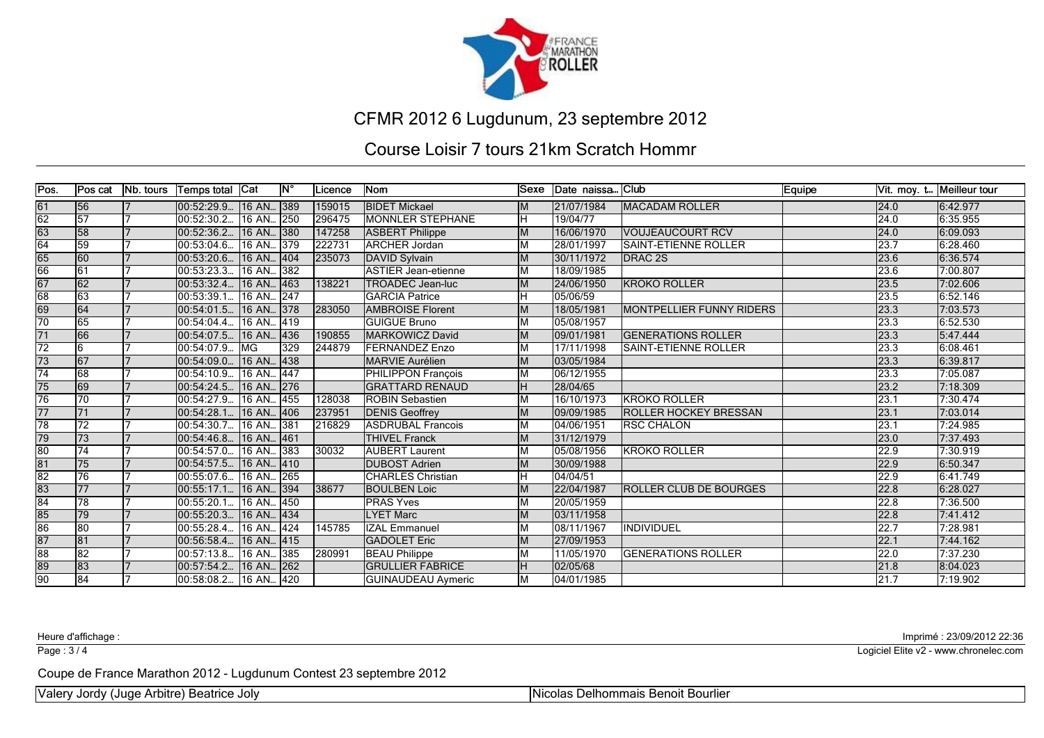# CFMR 2012 6 Lugdunum, 23 septembre 2012

## Course Loisir 7 tours 21km Scratch Hommr

| Pos. | Pos cat | Nb. tours | Temps total | Cat | N° | Licence | Nom | Sexe | Date naissa... | Club | Equipe | Vit. moy. t... | Meilleur tour |
|---|---|---|---|---|---|---|---|---|---|---|---|---|---|
| 61 | 56 | 7 | 00:52:29.9... | 16 AN... | 389 | 159015 | BIDET Mickael | M | 21/07/1984 | MACADAM ROLLER | | 24.0 | 6:42.977 |
| 62 | 57 | 7 | 00:52:30.2... | 16 AN... | 250 | 296475 | MONNLER STEPHANE | H | 19/04/77 | | | 24.0 | 6:35.955 |
| 63 | 58 | 7 | 00:52:36.2... | 16 AN... | 380 | 147258 | ASBERT Philippe | M | 16/06/1970 | VOUJEAUCOURT RCV | | 24.0 | 6:09.093 |
| 64 | 59 | 7 | 00:53:04.6... | 16 AN... | 379 | 222731 | ARCHER Jordan | M | 28/01/1997 | SAINT-ETIENNE ROLLER | | 23.7 | 6:28.460 |
| 65 | 60 | 7 | 00:53:20.6... | 16 AN... | 404 | 235073 | DAVID Sylvain | M | 30/11/1972 | DRAC 2S | | 23.6 | 6:36.574 |
| 66 | 61 | 7 | 00:53:23.3... | 16 AN... | 382 | | ASTIER Jean-etienne | M | 18/09/1985 | | | 23.6 | 7:00.807 |
| 67 | 62 | 7 | 00:53:32.4... | 16 AN... | 463 | 138221 | TROADEC Jean-luc | M | 24/06/1950 | KROKO ROLLER | | 23.5 | 7:02.606 |
| 68 | 63 | 7 | 00:53:39.1... | 16 AN... | 247 | | GARCIA Patrice | H | 05/06/59 | | | 23.5 | 6:52.146 |
| 69 | 64 | 7 | 00:54:01.5... | 16 AN... | 378 | 283050 | AMBROISE Florent | M | 18/05/1981 | MONTPELLIER FUNNY RIDERS | | 23.3 | 7:03.573 |
| 70 | 65 | 7 | 00:54:04.4... | 16 AN... | 419 | | GUIGUE Bruno | M | 05/08/1957 | | | 23.3 | 6:52.530 |
| 71 | 66 | 7 | 00:54:07.5... | 16 AN... | 436 | 190855 | MARKOWICZ David | M | 09/01/1981 | GENERATIONS ROLLER | | 23.3 | 5:47.444 |
| 72 | 6 | 7 | 00:54:07.9... | MG | 329 | 244879 | FERNANDEZ Enzo | M | 17/11/1998 | SAINT-ETIENNE ROLLER | | 23.3 | 6:08.461 |
| 73 | 67 | 7 | 00:54:09.0... | 16 AN... | 438 | | MARVIE Aurélien | M | 03/05/1984 | | | 23.3 | 6:39.817 |
| 74 | 68 | 7 | 00:54:10.9... | 16 AN... | 447 | | PHILIPPON François | M | 06/12/1955 | | | 23.3 | 7:05.087 |
| 75 | 69 | 7 | 00:54:24.5... | 16 AN... | 276 | | GRATTARD RENAUD | H | 28/04/65 | | | 23.2 | 7:18.309 |
| 76 | 70 | 7 | 00:54:27.9... | 16 AN... | 455 | 128038 | ROBIN Sebastien | M | 16/10/1973 | KROKO ROLLER | | 23.1 | 7:30.474 |
| 77 | 71 | 7 | 00:54:28.1... | 16 AN... | 406 | 237951 | DENIS Geoffrey | M | 09/09/1985 | ROLLER HOCKEY BRESSAN | | 23.1 | 7:03.014 |
| 78 | 72 | 7 | 00:54:30.7... | 16 AN... | 381 | 216829 | ASDRUBAL Francois | M | 04/06/1951 | RSC CHALON | | 23.1 | 7:24.985 |
| 79 | 73 | 7 | 00:54:46.8... | 16 AN... | 461 | | THIVEL Franck | M | 31/12/1979 | | | 23.0 | 7:37.493 |
| 80 | 74 | 7 | 00:54:57.0... | 16 AN... | 383 | 30032 | AUBERT Laurent | M | 05/08/1956 | KROKO ROLLER | | 22.9 | 7:30.919 |
| 81 | 75 | 7 | 00:54:57.5... | 16 AN... | 410 | | DUBOST Adrien | M | 30/09/1988 | | | 22.9 | 6:50.347 |
| 82 | 76 | 7 | 00:55:07.6... | 16 AN... | 265 | | CHARLES Christian | H | 04/04/51 | | | 22.9 | 6:41.749 |
| 83 | 77 | 7 | 00:55:17.1... | 16 AN... | 394 | 38677 | BOULBEN Loic | M | 22/04/1987 | ROLLER CLUB DE BOURGES | | 22.8 | 6:28.027 |
| 84 | 78 | 7 | 00:55:20.1... | 16 AN... | 450 | | PRAS Yves | M | 20/05/1959 | | | 22.8 | 7:36.500 |
| 85 | 79 | 7 | 00:55:20.3... | 16 AN... | 434 | | LYET Marc | M | 03/11/1958 | | | 22.8 | 7:41.412 |
| 86 | 80 | 7 | 00:55:28.4... | 16 AN... | 424 | 145785 | IZAL Emmanuel | M | 08/11/1967 | INDIVIDUEL | | 22.7 | 7:28.981 |
| 87 | 81 | 7 | 00:56:58.4... | 16 AN... | 415 | | GADOLET Eric | M | 27/09/1953 | | | 22.1 | 7:44.162 |
| 88 | 82 | 7 | 00:57:13.8... | 16 AN... | 385 | 280991 | BEAU Philippe | M | 11/05/1970 | GENERATIONS ROLLER | | 22.0 | 7:37.230 |
| 89 | 83 | 7 | 00:57:54.2... | 16 AN... | 262 | | GRULLIER FABRICE | H | 02/05/68 | | | 21.8 | 8:04.023 |
| 90 | 84 | 7 | 00:58:08.2... | 16 AN... | 420 | | GUINAUDEAU Aymeric | M | 04/01/1985 | | | 21.7 | 7:19.902 |

Heure d'affichage :

Imprimé : 23/09/2012 22:36

Logiciel Elite v2 - www.chronelec.com

Coupe de France Marathon 2012 - Lugdunum Contest 23 septembre 2012

Valery Jordy (Juge Arbitre) Beatrice Joly — Nicolas Delhommais Benoit Bourlier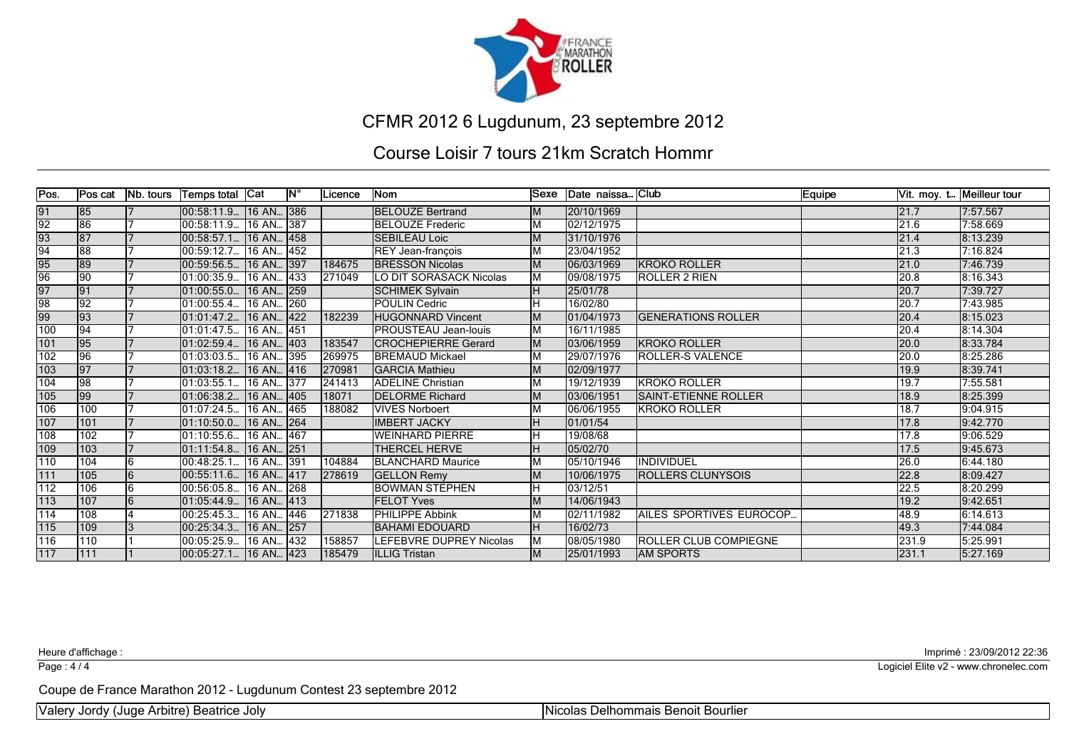# CFMR 2012 6 Lugdunum, 23 septembre 2012

## Course Loisir 7 tours 21km Scratch Hommr

| Pos. | Pos cat | Nb. tours | Temps total | Cat | N° | Licence | Nom | Sexe | Date naissa... | Club | Equipe | Vit. moy. t... | Meilleur tour |
|---|---|---|---|---|---|---|---|---|---|---|---|---|---|
| 91 | 85 | 7 | 00:58:11.9... | 16 AN... | 386 | | BELOUZE Bertrand | M | 20/10/1969 | | | 21.7 | 7:57.567 |
| 92 | 86 | 7 | 00:58:11.9... | 16 AN... | 387 | | BELOUZE Frederic | M | 02/12/1975 | | | 21.6 | 7:58.669 |
| 93 | 87 | 7 | 00:58:57.1... | 16 AN... | 458 | | SEBILEAU Loic | M | 31/10/1976 | | | 21.4 | 8:13.239 |
| 94 | 88 | 7 | 00:59:12.7... | 16 AN... | 452 | | REY Jean-françois | M | 23/04/1952 | | | 21.3 | 7:16.824 |
| 95 | 89 | 7 | 00:59:56.5... | 16 AN... | 397 | 184675 | BRESSON Nicolas | M | 06/03/1969 | KROKO ROLLER | | 21.0 | 7:46.739 |
| 96 | 90 | 7 | 01:00:35.9... | 16 AN... | 433 | 271049 | LO DIT SORASACK Nicolas | M | 09/08/1975 | ROLLER 2 RIEN | | 20.8 | 8:16.343 |
| 97 | 91 | 7 | 01:00:55.0... | 16 AN... | 259 | | SCHIMEK Sylvain | H | 25/01/78 | | | 20.7 | 7:39.727 |
| 98 | 92 | 7 | 01:00:55.4... | 16 AN... | 260 | | POULIN Cedric | H | 16/02/80 | | | 20.7 | 7:43.985 |
| 99 | 93 | 7 | 01:01:47.2... | 16 AN... | 422 | 182239 | HUGONNARD Vincent | M | 01/04/1973 | GENERATIONS ROLLER | | 20.4 | 8:15.023 |
| 100 | 94 | 7 | 01:01:47.5... | 16 AN... | 451 | | PROUSTEAU Jean-louis | M | 16/11/1985 | | | 20.4 | 8:14.304 |
| 101 | 95 | 7 | 01:02:59.4... | 16 AN... | 403 | 183547 | CROCHEPIERRE Gerard | M | 03/06/1959 | KROKO ROLLER | | 20.0 | 8:33.784 |
| 102 | 96 | 7 | 01:03:03.5... | 16 AN... | 395 | 269975 | BREMAUD Mickael | M | 29/07/1976 | ROLLER-S VALENCE | | 20.0 | 8:25.286 |
| 103 | 97 | 7 | 01:03:18.2... | 16 AN... | 416 | 270981 | GARCIA Mathieu | M | 02/09/1977 | | | 19.9 | 8:39.741 |
| 104 | 98 | 7 | 01:03:55.1... | 16 AN... | 377 | 241413 | ADELINE Christian | M | 19/12/1939 | KROKO ROLLER | | 19.7 | 7:55.581 |
| 105 | 99 | 7 | 01:06:38.2... | 16 AN... | 405 | 18071 | DELORME Richard | M | 03/06/1951 | SAINT-ETIENNE ROLLER | | 18.9 | 8:25.399 |
| 106 | 100 | 7 | 01:07:24.5... | 16 AN... | 465 | 188082 | VIVES Norboert | M | 06/06/1955 | KROKO ROLLER | | 18.7 | 9:04.915 |
| 107 | 101 | 7 | 01:10:50.0... | 16 AN... | 264 | | IMBERT JACKY | H | 01/01/54 | | | 17.8 | 9:42.770 |
| 108 | 102 | 7 | 01:10:55.6... | 16 AN... | 467 | | WEINHARD PIERRE | H | 19/08/68 | | | 17.8 | 9:06.529 |
| 109 | 103 | 7 | 01:11:54.8... | 16 AN... | 251 | | THERCEL HERVE | H | 05/02/70 | | | 17.5 | 9:45.673 |
| 110 | 104 | 6 | 00:48:25.1... | 16 AN... | 391 | 104884 | BLANCHARD Maurice | M | 05/10/1946 | INDIVIDUEL | | 26.0 | 6:44.180 |
| 111 | 105 | 6 | 00:55:11.6... | 16 AN... | 417 | 278619 | GELLON Remy | M | 10/06/1975 | ROLLERS CLUNYSOIS | | 22.8 | 8:09.427 |
| 112 | 106 | 6 | 00:56:05.8... | 16 AN... | 268 | | BOWMAN STEPHEN | H | 03/12/51 | | | 22.5 | 8:20.299 |
| 113 | 107 | 6 | 01:05:44.9... | 16 AN... | 413 | | FELOT Yves | M | 14/06/1943 | | | 19.2 | 9:42.651 |
| 114 | 108 | 4 | 00:25:45.3... | 16 AN... | 446 | 271838 | PHILIPPE Abbink | M | 02/11/1982 | AILES SPORTIVES EUROCOP... | | 48.9 | 6:14.613 |
| 115 | 109 | 3 | 00:25:34.3... | 16 AN... | 257 | | BAHAMI EDOUARD | H | 16/02/73 | | | 49.3 | 7:44.084 |
| 116 | 110 | 1 | 00:05:25.9... | 16 AN... | 432 | 158857 | LEFEBVRE DUPREY Nicolas | M | 08/05/1980 | ROLLER CLUB COMPIEGNE | | 231.9 | 5:25.991 |
| 117 | 111 | 1 | 00:05:27.1... | 16 AN... | 423 | 185479 | ILLIG Tristan | M | 25/01/1993 | AM SPORTS | | 231.1 | 5:27.169 |

Heure d'affichage :

Imprimé : 23/09/2012 22:36

Logiciel Elite v2 - www.chronelec.com

Coupe de France Marathon 2012 - Lugdunum Contest 23 septembre 2012

Valery Jordy (Juge Arbitre) Beatrice Joly | Nicolas Delhommais Benoit Bourlier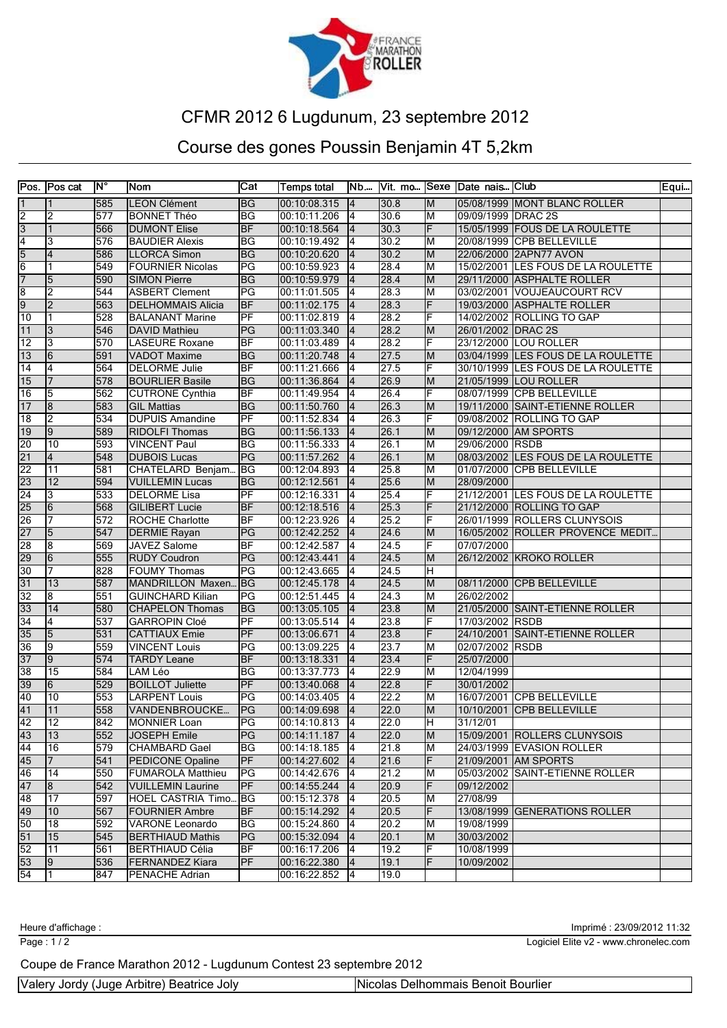# CFMR 2012 6 Lugdunum, 23 septembre 2012

## Course des gones Poussin Benjamin 4T 5,2km

| Pos. | Pos cat | N° | Nom | Cat | Temps total | Nb.... | Vit. mo... | Sexe | Date nais... | Club | Equi... |
|---|---|---|---|---|---|---|---|---|---|---|---|
| 1 | 1 | 585 | LEON Clément | BG | 00:10:08.315 | 4 | 30.8 | M | 05/08/1999 | MONT BLANC ROLLER | |
| 2 | 2 | 577 | BONNET Théo | BG | 00:10:11.206 | 4 | 30.6 | M | 09/09/1999 | DRAC 2S | |
| 3 | 1 | 566 | DUMONT Elise | BF | 00:10:18.564 | 4 | 30.3 | F | 15/05/1999 | FOUS DE LA ROULETTE | |
| 4 | 3 | 576 | BAUDIER Alexis | BG | 00:10:19.492 | 4 | 30.2 | M | 20/08/1999 | CPB BELLEVILLE | |
| 5 | 4 | 586 | LLORCA Simon | BG | 00:10:20.620 | 4 | 30.2 | M | 22/06/2000 | 2APN77 AVON | |
| 6 | 1 | 549 | FOURNIER Nicolas | PG | 00:10:59.923 | 4 | 28.4 | M | 15/02/2001 | LES FOUS DE LA ROULETTE | |
| 7 | 5 | 590 | SIMON Pierre | BG | 00:10:59.979 | 4 | 28.4 | M | 29/11/2000 | ASPHALTE ROLLER | |
| 8 | 2 | 544 | ASBERT Clement | PG | 00:11:01.505 | 4 | 28.3 | M | 03/02/2001 | VOUJEAUCOURT RCV | |
| 9 | 2 | 563 | DELHOMMAIS Alicia | BF | 00:11:02.175 | 4 | 28.3 | F | 19/03/2000 | ASPHALTE ROLLER | |
| 10 | 1 | 528 | BALANANT Marine | PF | 00:11:02.819 | 4 | 28.2 | F | 14/02/2002 | ROLLING TO GAP | |
| 11 | 3 | 546 | DAVID Mathieu | PG | 00:11:03.340 | 4 | 28.2 | M | 26/01/2002 | DRAC 2S | |
| 12 | 3 | 570 | LASEURE Roxane | BF | 00:11:03.489 | 4 | 28.2 | F | 23/12/2000 | LOU ROLLER | |
| 13 | 6 | 591 | VADOT Maxime | BG | 00:11:20.748 | 4 | 27.5 | M | 03/04/1999 | LES FOUS DE LA ROULETTE | |
| 14 | 4 | 564 | DELORME Julie | BF | 00:11:21.666 | 4 | 27.5 | F | 30/10/1999 | LES FOUS DE LA ROULETTE | |
| 15 | 7 | 578 | BOURLIER Basile | BG | 00:11:36.864 | 4 | 26.9 | M | 21/05/1999 | LOU ROLLER | |
| 16 | 5 | 562 | CUTRONE Cynthia | BF | 00:11:49.954 | 4 | 26.4 | F | 08/07/1999 | CPB BELLEVILLE | |
| 17 | 8 | 583 | GIL Mattias | BG | 00:11:50.760 | 4 | 26.3 | M | 19/11/2000 | SAINT-ETIENNE ROLLER | |
| 18 | 2 | 534 | DUPUIS Amandine | PF | 00:11:52.834 | 4 | 26.3 | F | 09/08/2002 | ROLLING TO GAP | |
| 19 | 9 | 589 | RIDOLFI Thomas | BG | 00:11:56.133 | 4 | 26.1 | M | 09/12/2000 | AM SPORTS | |
| 20 | 10 | 593 | VINCENT Paul | BG | 00:11:56.333 | 4 | 26.1 | M | 29/06/2000 | RSDB | |
| 21 | 4 | 548 | DUBOIS Lucas | PG | 00:11:57.262 | 4 | 26.1 | M | 08/03/2002 | LES FOUS DE LA ROULETTE | |
| 22 | 11 | 581 | CHATELARD Benjam... | BG | 00:12:04.893 | 4 | 25.8 | M | 01/07/2000 | CPB BELLEVILLE | |
| 23 | 12 | 594 | VUILLEMIN Lucas | BG | 00:12:12.561 | 4 | 25.6 | M | 28/09/2000 | | |
| 24 | 3 | 533 | DELORME Lisa | PF | 00:12:16.331 | 4 | 25.4 | F | 21/12/2001 | LES FOUS DE LA ROULETTE | |
| 25 | 6 | 568 | GILIBERT Lucie | BF | 00:12:18.516 | 4 | 25.3 | F | 21/12/2000 | ROLLING TO GAP | |
| 26 | 7 | 572 | ROCHE Charlotte | BF | 00:12:23.926 | 4 | 25.2 | F | 26/01/1999 | ROLLERS CLUNYSOIS | |
| 27 | 5 | 547 | DERMIE Rayan | PG | 00:12:42.252 | 4 | 24.6 | M | 16/05/2002 | ROLLER PROVENCE MEDIT... | |
| 28 | 8 | 569 | JAVEZ Salome | BF | 00:12:42.587 | 4 | 24.5 | F | 07/07/2000 | | |
| 29 | 6 | 555 | RUDY Coudron | PG | 00:12:43.441 | 4 | 24.5 | M | 26/12/2002 | KROKO ROLLER | |
| 30 | 7 | 828 | FOUMY Thomas | PG | 00:12:43.665 | 4 | 24.5 | H | | | |
| 31 | 13 | 587 | MANDRILLON Maxen... | BG | 00:12:45.178 | 4 | 24.5 | M | 08/11/2000 | CPB BELLEVILLE | |
| 32 | 8 | 551 | GUINCHARD Kilian | PG | 00:12:51.445 | 4 | 24.3 | M | 26/02/2002 | | |
| 33 | 14 | 580 | CHAPELON Thomas | BG | 00:13:05.105 | 4 | 23.8 | M | 21/05/2000 | SAINT-ETIENNE ROLLER | |
| 34 | 4 | 537 | GARROPIN Cloé | PF | 00:13:05.514 | 4 | 23.8 | F | 17/03/2002 | RSDB | |
| 35 | 5 | 531 | CATTIAUX Emie | PF | 00:13:06.671 | 4 | 23.8 | F | 24/10/2001 | SAINT-ETIENNE ROLLER | |
| 36 | 9 | 559 | VINCENT Louis | PG | 00:13:09.225 | 4 | 23.7 | M | 02/07/2002 | RSDB | |
| 37 | 9 | 574 | TARDY Leane | BF | 00:13:18.331 | 4 | 23.4 | F | 25/07/2000 | | |
| 38 | 15 | 584 | LAM Léo | BG | 00:13:37.773 | 4 | 22.9 | M | 12/04/1999 | | |
| 39 | 6 | 529 | BOILLOT Juliette | PF | 00:13:40.068 | 4 | 22.8 | F | 30/01/2002 | | |
| 40 | 10 | 553 | LARPENT Louis | PG | 00:14:03.405 | 4 | 22.2 | M | 16/07/2001 | CPB BELLEVILLE | |
| 41 | 11 | 558 | VANDENBROUCKE... | PG | 00:14:09.698 | 4 | 22.0 | M | 10/10/2001 | CPB BELLEVILLE | |
| 42 | 12 | 842 | MONNIER Loan | PG | 00:14:10.813 | 4 | 22.0 | H | 31/12/01 | | |
| 43 | 13 | 552 | JOSEPH Emile | PG | 00:14:11.187 | 4 | 22.0 | M | 15/09/2001 | ROLLERS CLUNYSOIS | |
| 44 | 16 | 579 | CHAMBARD Gael | BG | 00:14:18.185 | 4 | 21.8 | M | 24/03/1999 | EVASION ROLLER | |
| 45 | 7 | 541 | PEDICONE Opaline | PF | 00:14:27.602 | 4 | 21.6 | F | 21/09/2001 | AM SPORTS | |
| 46 | 14 | 550 | FUMAROLA Matthieu | PG | 00:14:42.676 | 4 | 21.2 | M | 05/03/2002 | SAINT-ETIENNE ROLLER | |
| 47 | 8 | 542 | VUILLEMIN Laurine | PF | 00:14:55.244 | 4 | 20.9 | F | 09/12/2002 | | |
| 48 | 17 | 597 | HOEL CASTRIA Timo... | BG | 00:15:12.378 | 4 | 20.5 | M | 27/08/99 | | |
| 49 | 10 | 567 | FOURNIER Ambre | BF | 00:15:14.292 | 4 | 20.5 | F | 13/08/1999 | GENERATIONS ROLLER | |
| 50 | 18 | 592 | VARONE Leonardo | BG | 00:15:24.860 | 4 | 20.2 | M | 19/08/1999 | | |
| 51 | 15 | 545 | BERTHIAUD Mathis | PG | 00:15:32.094 | 4 | 20.1 | M | 30/03/2002 | | |
| 52 | 11 | 561 | BERTHIAUD Célia | BF | 00:16:17.206 | 4 | 19.2 | F | 10/08/1999 | | |
| 53 | 9 | 536 | FERNANDEZ Kiara | PF | 00:16:22.380 | 4 | 19.1 | F | 10/09/2002 | | |
| 54 | 1 | 847 | PENACHE Adrian | | 00:16:22.852 | 4 | 19.0 | | | | |

Heure d'affichage :

Imprimé : 23/09/2012 11:32

Logiciel Elite v2 - www.chronelec.com

Coupe de France Marathon 2012 - Lugdunum Contest 23 septembre 2012

Valery Jordy (Juge Arbitre) Beatrice Joly | Nicolas Delhommais Benoit Bourlier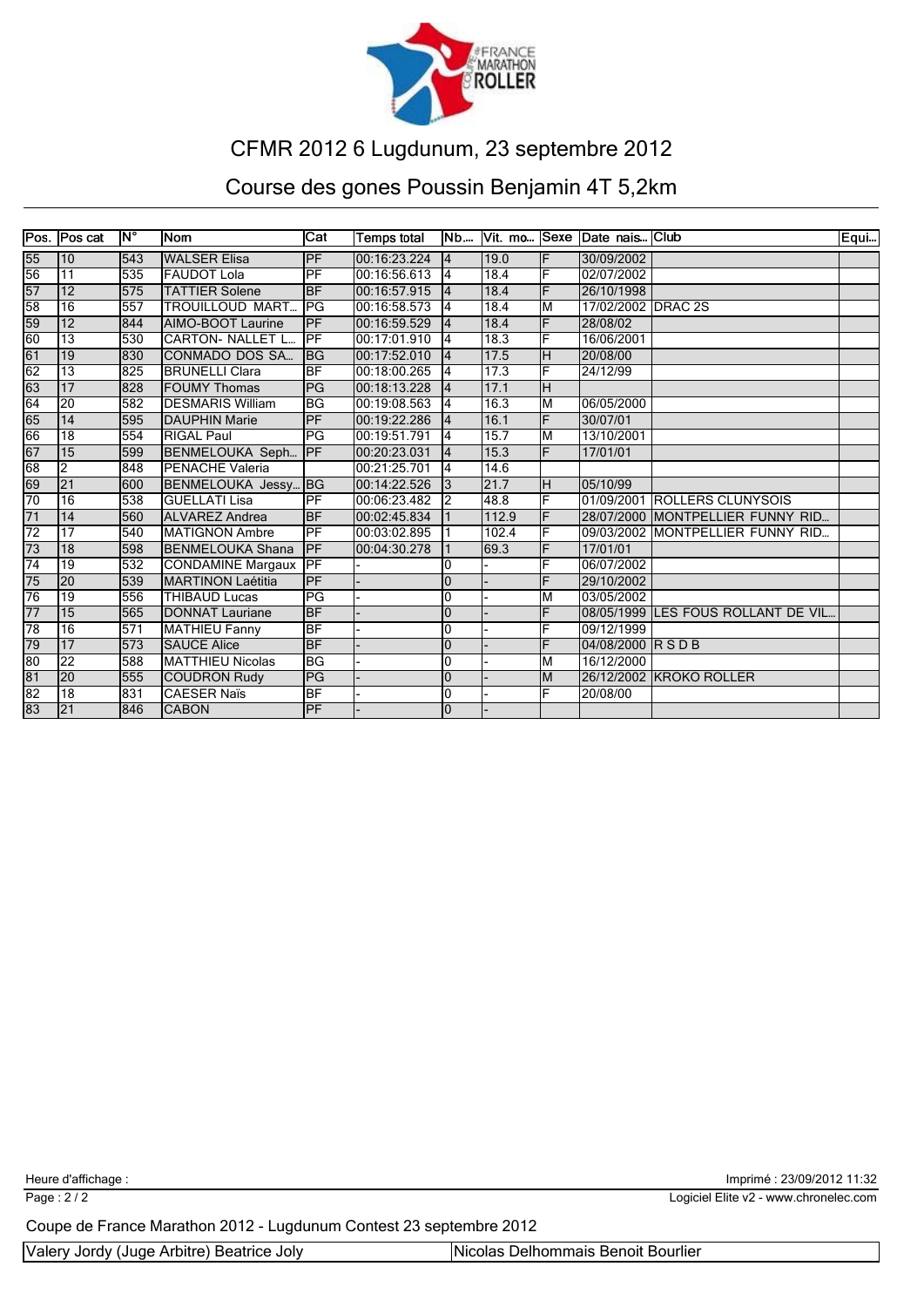# CFMR 2012 6 Lugdunum, 23 septembre 2012

## Course des gones Poussin Benjamin 4T 5,2km

| Pos. | Pos cat | N° | Nom | Cat | Temps total | Nb.... | Vit. mo... | Sexe | Date nais... | Club | Equi... |
|---|---|---|---|---|---|---|---|---|---|---|---|
| 55 | 10 | 543 | WALSER Elisa | PF | 00:16:23.224 | 4 | 19.0 | F | 30/09/2002 | | |
| 56 | 11 | 535 | FAUDOT Lola | PF | 00:16:56.613 | 4 | 18.4 | F | 02/07/2002 | | |
| 57 | 12 | 575 | TATTIER Solene | BF | 00:16:57.915 | 4 | 18.4 | F | 26/10/1998 | | |
| 58 | 16 | 557 | TROUILLOUD MART... | PG | 00:16:58.573 | 4 | 18.4 | M | 17/02/2002 | DRAC 2S | |
| 59 | 12 | 844 | AIMO-BOOT Laurine | PF | 00:16:59.529 | 4 | 18.4 | F | 28/08/02 | | |
| 60 | 13 | 530 | CARTON- NALLET L... | PF | 00:17:01.910 | 4 | 18.3 | F | 16/06/2001 | | |
| 61 | 19 | 830 | CONMADO DOS SA... | BG | 00:17:52.010 | 4 | 17.5 | H | 20/08/00 | | |
| 62 | 13 | 825 | BRUNELLI Clara | BF | 00:18:00.265 | 4 | 17.3 | F | 24/12/99 | | |
| 63 | 17 | 828 | FOUMY Thomas | PG | 00:18:13.228 | 4 | 17.1 | H | | | |
| 64 | 20 | 582 | DESMARIS William | BG | 00:19:08.563 | 4 | 16.3 | M | 06/05/2000 | | |
| 65 | 14 | 595 | DAUPHIN Marie | PF | 00:19:22.286 | 4 | 16.1 | F | 30/07/01 | | |
| 66 | 18 | 554 | RIGAL Paul | PG | 00:19:51.791 | 4 | 15.7 | M | 13/10/2001 | | |
| 67 | 15 | 599 | BENMELOUKA Seph... | PF | 00:20:23.031 | 4 | 15.3 | F | 17/01/01 | | |
| 68 | 2 | 848 | PENACHE Valeria | | 00:21:25.701 | 4 | 14.6 | | | | |
| 69 | 21 | 600 | BENMELOUKA Jessy... | BG | 00:14:22.526 | 3 | 21.7 | H | 05/10/99 | | |
| 70 | 16 | 538 | GUELLATI Lisa | PF | 00:06:23.482 | 2 | 48.8 | F | 01/09/2001 | ROLLERS CLUNYSOIS | |
| 71 | 14 | 560 | ALVAREZ Andrea | BF | 00:02:45.834 | 1 | 112.9 | F | 28/07/2000 | MONTPELLIER FUNNY RID... | |
| 72 | 17 | 540 | MATIGNON Ambre | PF | 00:03:02.895 | 1 | 102.4 | F | 09/03/2002 | MONTPELLIER FUNNY RID... | |
| 73 | 18 | 598 | BENMELOUKA Shana | PF | 00:04:30.278 | 1 | 69.3 | F | 17/01/01 | | |
| 74 | 19 | 532 | CONDAMINE Margaux | PF | - | 0 | - | F | 06/07/2002 | | |
| 75 | 20 | 539 | MARTINON Laétitia | PF | - | 0 | - | F | 29/10/2002 | | |
| 76 | 19 | 556 | THIBAUD Lucas | PG | - | 0 | - | M | 03/05/2002 | | |
| 77 | 15 | 565 | DONNAT Lauriane | BF | - | 0 | - | F | 08/05/1999 | LES FOUS ROLLANT DE VIL... | |
| 78 | 16 | 571 | MATHIEU Fanny | BF | - | 0 | - | F | 09/12/1999 | | |
| 79 | 17 | 573 | SAUCE Alice | BF | - | 0 | - | F | 04/08/2000 | R S D B | |
| 80 | 22 | 588 | MATTHIEU Nicolas | BG | - | 0 | - | M | 16/12/2000 | | |
| 81 | 20 | 555 | COUDRON Rudy | PG | - | 0 | - | M | 26/12/2002 | KROKO ROLLER | |
| 82 | 18 | 831 | CAESER Naïs | BF | - | 0 | - | F | 20/08/00 | | |
| 83 | 21 | 846 | CABON | PF | - | 0 | - | | | | |

Heure d'affichage :

Imprimé : 23/09/2012 11:32

Logiciel Elite v2 - www.chronelec.com

Coupe de France Marathon 2012 - Lugdunum Contest 23 septembre 2012

| Valery Jordy (Juge Arbitre) Beatrice Joly | Nicolas Delhommais Benoit Bourlier |
|---|---|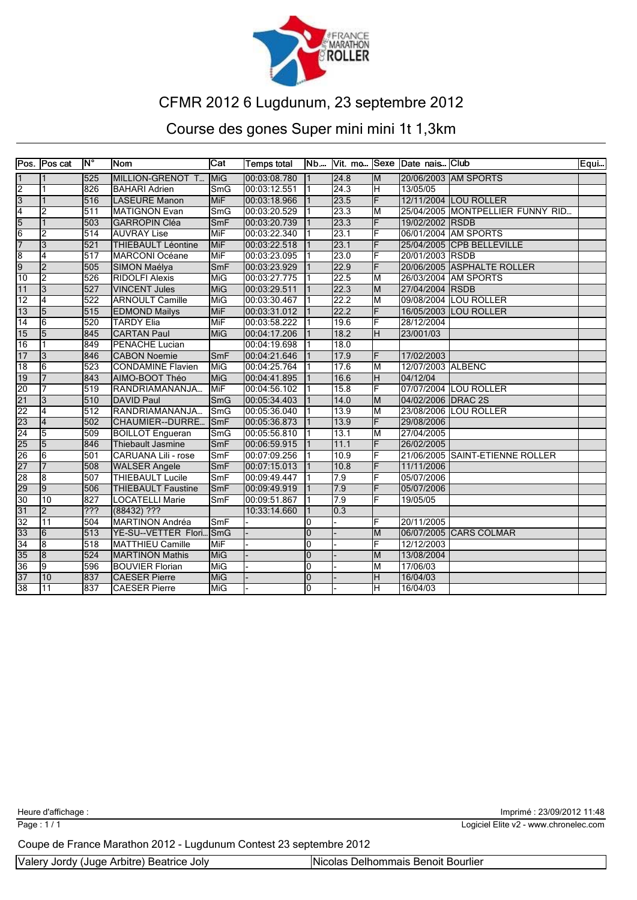# CFMR 2012 6 Lugdunum, 23 septembre 2012

## Course des gones Super mini mini 1t 1,3km

| Pos. | Pos cat | N° | Nom | Cat | Temps total | Nb... | Vit. mo... | Sexe | Date nais... | Club | Equi... |
|---|---|---|---|---|---|---|---|---|---|---|---|
| 1 | 1 | 525 | MILLION-GRENOT T... | MiG | 00:03:08.780 | 1 | 24.8 | M | 20/06/2003 | AM SPORTS | |
| 2 | 1 | 826 | BAHARI Adrien | SmG | 00:03:12.551 | 1 | 24.3 | H | 13/05/05 | | |
| 3 | 1 | 516 | LASEURE Manon | MiF | 00:03:18.966 | 1 | 23.5 | F | 12/11/2004 | LOU ROLLER | |
| 4 | 2 | 511 | MATIGNON Evan | SmG | 00:03:20.529 | 1 | 23.3 | M | 25/04/2005 | MONTPELLIER FUNNY RID... | |
| 5 | 1 | 503 | GARROPIN Cléa | SmF | 00:03:20.739 | 1 | 23.3 | F | 19/02/2002 | RSDB | |
| 6 | 2 | 514 | AUVRAY Lise | MiF | 00:03:22.340 | 1 | 23.1 | F | 06/01/2004 | AM SPORTS | |
| 7 | 3 | 521 | THIEBAULT Léontine | MiF | 00:03:22.518 | 1 | 23.1 | F | 25/04/2005 | CPB BELLEVILLE | |
| 8 | 4 | 517 | MARCONI Océane | MiF | 00:03:23.095 | 1 | 23.0 | F | 20/01/2003 | RSDB | |
| 9 | 2 | 505 | SIMON Maélya | SmF | 00:03:23.929 | 1 | 22.9 | F | 20/06/2005 | ASPHALTE ROLLER | |
| 10 | 2 | 526 | RIDOLFI Alexis | MiG | 00:03:27.775 | 1 | 22.5 | M | 26/03/2004 | AM SPORTS | |
| 11 | 3 | 527 | VINCENT Jules | MiG | 00:03:29.511 | 1 | 22.3 | M | 27/04/2004 | RSDB | |
| 12 | 4 | 522 | ARNOULT Camille | MiG | 00:03:30.467 | 1 | 22.2 | M | 09/08/2004 | LOU ROLLER | |
| 13 | 5 | 515 | EDMOND Mailys | MiF | 00:03:31.012 | 1 | 22.2 | F | 16/05/2003 | LOU ROLLER | |
| 14 | 6 | 520 | TARDY Elia | MiF | 00:03:58.222 | 1 | 19.6 | F | 28/12/2004 | | |
| 15 | 5 | 845 | CARTAN Paul | MiG | 00:04:17.206 | 1 | 18.2 | H | 23/001/03 | | |
| 16 | 1 | 849 | PENACHE Lucian | | 00:04:19.698 | 1 | 18.0 | | | | |
| 17 | 3 | 846 | CABON Noemie | SmF | 00:04:21.646 | 1 | 17.9 | F | 17/02/2003 | | |
| 18 | 6 | 523 | CONDAMINE Flavien | MiG | 00:04:25.764 | 1 | 17.6 | M | 12/07/2003 | ALBENC | |
| 19 | 7 | 843 | AIMO-BOOT Théo | MiG | 00:04:41.895 | 1 | 16.6 | H | 04/12/04 | | |
| 20 | 7 | 519 | RANDRIAMANANJA... | MiF | 00:04:56.102 | 1 | 15.8 | F | 07/07/2004 | LOU ROLLER | |
| 21 | 3 | 510 | DAVID Paul | SmG | 00:05:34.403 | 1 | 14.0 | M | 04/02/2006 | DRAC 2S | |
| 22 | 4 | 512 | RANDRIAMANANJA... | SmG | 00:05:36.040 | 1 | 13.9 | M | 23/08/2006 | LOU ROLLER | |
| 23 | 4 | 502 | CHAUMIER--DURRE... | SmF | 00:05:36.873 | 1 | 13.9 | F | 29/08/2006 | | |
| 24 | 5 | 509 | BOILLOT Engueran | SmG | 00:05:56.810 | 1 | 13.1 | M | 27/04/2005 | | |
| 25 | 5 | 846 | Thiebault Jasmine | SmF | 00:06:59.915 | 1 | 11.1 | F | 26/02/2005 | | |
| 26 | 6 | 501 | CARUANA Lili - rose | SmF | 00:07:09.256 | 1 | 10.9 | F | 21/06/2005 | SAINT-ETIENNE ROLLER | |
| 27 | 7 | 508 | WALSER Angele | SmF | 00:07:15.013 | 1 | 10.8 | F | 11/11/2006 | | |
| 28 | 8 | 507 | THIEBAULT Lucile | SmF | 00:09:49.447 | 1 | 7.9 | F | 05/07/2006 | | |
| 29 | 9 | 506 | THIEBAULT Faustine | SmF | 00:09:49.919 | 1 | 7.9 | F | 05/07/2006 | | |
| 30 | 10 | 827 | LOCATELLI Marie | SmF | 00:09:51.867 | 1 | 7.9 | F | 19/05/05 | | |
| 31 | 2 | ??? | (88432) ??? | | 10:33:14.660 | 1 | 0.3 | | | | |
| 32 | 11 | 504 | MARTINON Andréa | SmF | - | 0 | - | F | 20/11/2005 | | |
| 33 | 6 | 513 | YE-SU--VETTER Flori... | SmG | - | 0 | - | M | 06/07/2005 | CARS COLMAR | |
| 34 | 8 | 518 | MATTHIEU Camille | MiF | - | 0 | - | F | 12/12/2003 | | |
| 35 | 8 | 524 | MARTINON Mathis | MiG | - | 0 | - | M | 13/08/2004 | | |
| 36 | 9 | 596 | BOUVIER Florian | MiG | - | 0 | - | M | 17/06/03 | | |
| 37 | 10 | 837 | CAESER Pierre | MiG | - | 0 | - | H | 16/04/03 | | |
| 38 | 11 | 837 | CAESER Pierre | MiG | - | 0 | - | H | 16/04/03 | | |

Heure d'affichage :

Imprimé : 23/09/2012 11:48

Logiciel Elite v2 - www.chronelec.com

Coupe de France Marathon 2012 - Lugdunum Contest 23 septembre 2012

| | |
|---|---|
| Valery Jordy (Juge Arbitre) Beatrice Joly | Nicolas Delhommais Benoit Bourlier |